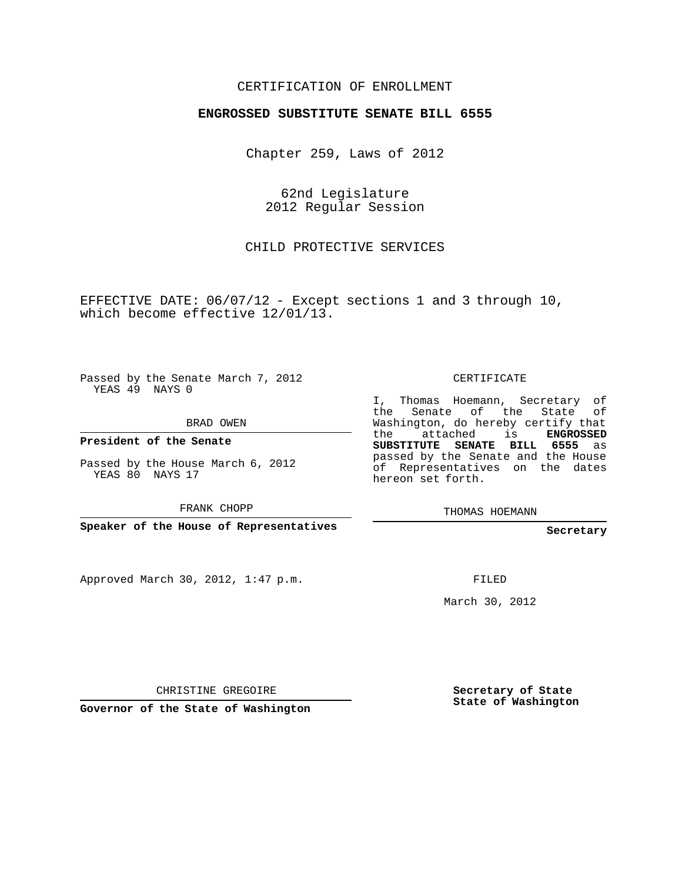CERTIFICATION OF ENROLLMENT

**ENGROSSED SUBSTITUTE SENATE BILL 6555**

Chapter 259, Laws of 2012

62nd Legislature
2012 Regular Session

CHILD PROTECTIVE SERVICES

EFFECTIVE DATE: 06/07/12 - Except sections 1 and 3 through 10, which become effective 12/01/13.

Passed by the Senate March 7, 2012
YEAS 49 NAYS 0

BRAD OWEN

**President of the Senate**

Passed by the House March 6, 2012
YEAS 80 NAYS 17

FRANK CHOPP

**Speaker of the House of Representatives**

CERTIFICATE

I, Thomas Hoemann, Secretary of the Senate of the State of Washington, do hereby certify that the attached is **ENGROSSED SUBSTITUTE SENATE BILL 6555** as passed by the Senate and the House of Representatives on the dates hereon set forth.

THOMAS HOEMANN

**Secretary**

Approved March 30, 2012, 1:47 p.m.

FILED

March 30, 2012

CHRISTINE GREGOIRE

**Governor of the State of Washington**

**Secretary of State**
**State of Washington**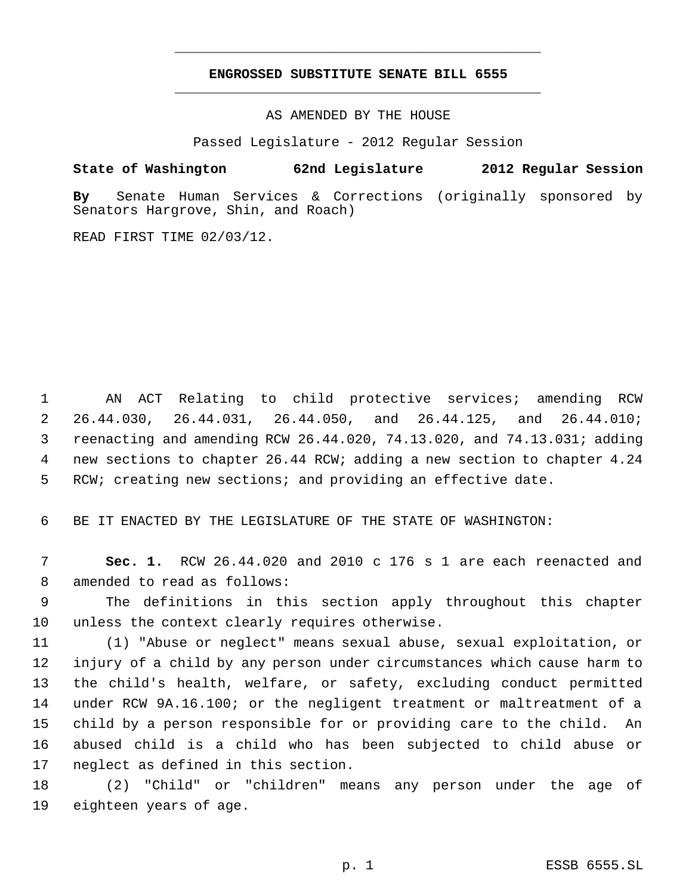# ENGROSSED SUBSTITUTE SENATE BILL 6555

AS AMENDED BY THE HOUSE

Passed Legislature - 2012 Regular Session

**State of Washington 62nd Legislature 2012 Regular Session**

**By** Senate Human Services & Corrections (originally sponsored by Senators Hargrove, Shin, and Roach)

READ FIRST TIME 02/03/12.

AN ACT Relating to child protective services; amending RCW 26.44.030, 26.44.031, 26.44.050, and 26.44.125, and 26.44.010; reenacting and amending RCW 26.44.020, 74.13.020, and 74.13.031; adding new sections to chapter 26.44 RCW; adding a new section to chapter 4.24 RCW; creating new sections; and providing an effective date.

BE IT ENACTED BY THE LEGISLATURE OF THE STATE OF WASHINGTON:

**Sec. 1.** RCW 26.44.020 and 2010 c 176 s 1 are each reenacted and amended to read as follows:

The definitions in this section apply throughout this chapter unless the context clearly requires otherwise.

(1) "Abuse or neglect" means sexual abuse, sexual exploitation, or injury of a child by any person under circumstances which cause harm to the child's health, welfare, or safety, excluding conduct permitted under RCW 9A.16.100; or the negligent treatment or maltreatment of a child by a person responsible for or providing care to the child. An abused child is a child who has been subjected to child abuse or neglect as defined in this section.

(2) "Child" or "children" means any person under the age of eighteen years of age.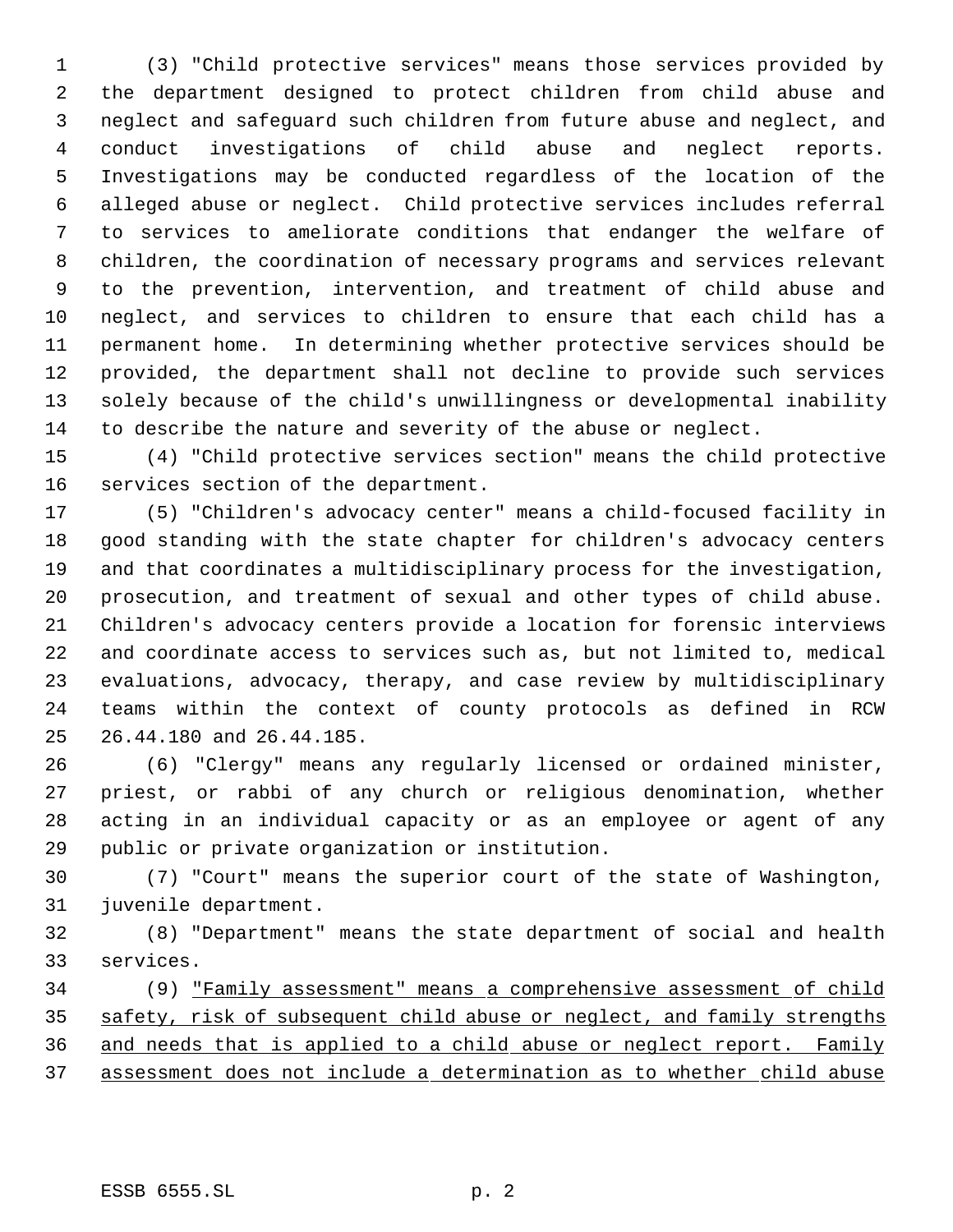(3) "Child protective services" means those services provided by the department designed to protect children from child abuse and neglect and safeguard such children from future abuse and neglect, and conduct investigations of child abuse and neglect reports. Investigations may be conducted regardless of the location of the alleged abuse or neglect. Child protective services includes referral to services to ameliorate conditions that endanger the welfare of children, the coordination of necessary programs and services relevant to the prevention, intervention, and treatment of child abuse and neglect, and services to children to ensure that each child has a permanent home. In determining whether protective services should be provided, the department shall not decline to provide such services solely because of the child's unwillingness or developmental inability to describe the nature and severity of the abuse or neglect.

(4) "Child protective services section" means the child protective services section of the department.

(5) "Children's advocacy center" means a child-focused facility in good standing with the state chapter for children's advocacy centers and that coordinates a multidisciplinary process for the investigation, prosecution, and treatment of sexual and other types of child abuse. Children's advocacy centers provide a location for forensic interviews and coordinate access to services such as, but not limited to, medical evaluations, advocacy, therapy, and case review by multidisciplinary teams within the context of county protocols as defined in RCW 26.44.180 and 26.44.185.

(6) "Clergy" means any regularly licensed or ordained minister, priest, or rabbi of any church or religious denomination, whether acting in an individual capacity or as an employee or agent of any public or private organization or institution.

(7) "Court" means the superior court of the state of Washington, juvenile department.

(8) "Department" means the state department of social and health services.

(9) <u>"Family assessment" means a comprehensive assessment of child safety, risk of subsequent child abuse or neglect, and family strengths and needs that is applied to a child abuse or neglect report. Family assessment does not include a determination as to whether child abuse</u>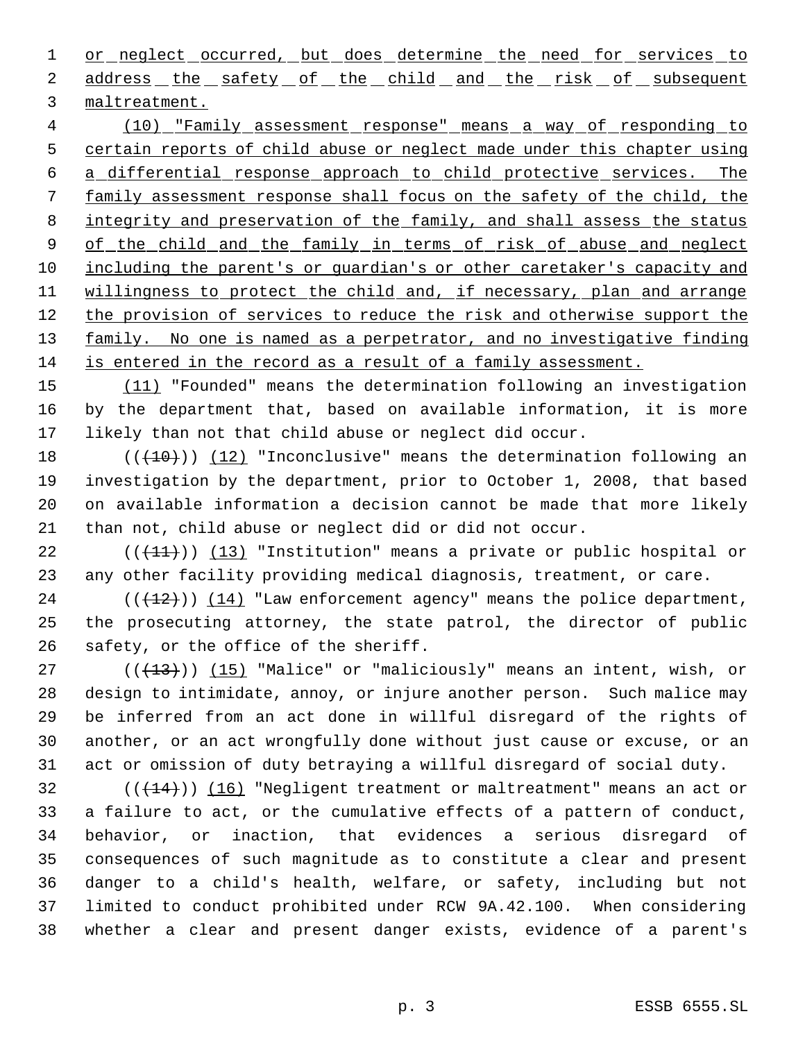or neglect occurred, but does determine the need for services to address the safety of the child and the risk of subsequent maltreatment.

(10) "Family assessment response" means a way of responding to certain reports of child abuse or neglect made under this chapter using a differential response approach to child protective services. The family assessment response shall focus on the safety of the child, the integrity and preservation of the family, and shall assess the status of the child and the family in terms of risk of abuse and neglect including the parent's or guardian's or other caretaker's capacity and willingness to protect the child and, if necessary, plan and arrange the provision of services to reduce the risk and otherwise support the family. No one is named as a perpetrator, and no investigative finding is entered in the record as a result of a family assessment.

(11) "Founded" means the determination following an investigation by the department that, based on available information, it is more likely than not that child abuse or neglect did occur.

(((10))) (12) "Inconclusive" means the determination following an investigation by the department, prior to October 1, 2008, that based on available information a decision cannot be made that more likely than not, child abuse or neglect did or did not occur.

(((11))) (13) "Institution" means a private or public hospital or any other facility providing medical diagnosis, treatment, or care.

(((12))) (14) "Law enforcement agency" means the police department, the prosecuting attorney, the state patrol, the director of public safety, or the office of the sheriff.

(((13))) (15) "Malice" or "maliciously" means an intent, wish, or design to intimidate, annoy, or injure another person. Such malice may be inferred from an act done in willful disregard of the rights of another, or an act wrongfully done without just cause or excuse, or an act or omission of duty betraying a willful disregard of social duty.

(((14))) (16) "Negligent treatment or maltreatment" means an act or a failure to act, or the cumulative effects of a pattern of conduct, behavior, or inaction, that evidences a serious disregard of consequences of such magnitude as to constitute a clear and present danger to a child's health, welfare, or safety, including but not limited to conduct prohibited under RCW 9A.42.100. When considering whether a clear and present danger exists, evidence of a parent's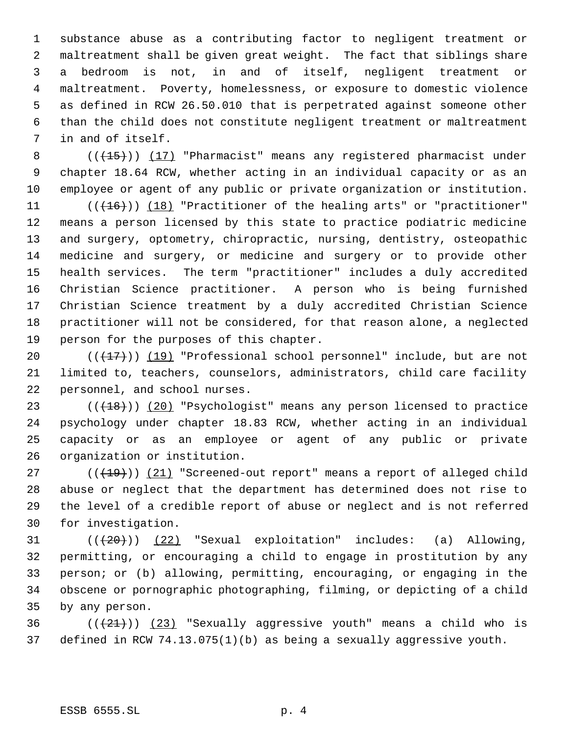substance abuse as a contributing factor to negligent treatment or maltreatment shall be given great weight. The fact that siblings share a bedroom is not, in and of itself, negligent treatment or maltreatment. Poverty, homelessness, or exposure to domestic violence as defined in RCW 26.50.010 that is perpetrated against someone other than the child does not constitute negligent treatment or maltreatment in and of itself.

(((15))) (17) "Pharmacist" means any registered pharmacist under chapter 18.64 RCW, whether acting in an individual capacity or as an employee or agent of any public or private organization or institution.

(((16))) (18) "Practitioner of the healing arts" or "practitioner" means a person licensed by this state to practice podiatric medicine and surgery, optometry, chiropractic, nursing, dentistry, osteopathic medicine and surgery, or medicine and surgery or to provide other health services. The term "practitioner" includes a duly accredited Christian Science practitioner. A person who is being furnished Christian Science treatment by a duly accredited Christian Science practitioner will not be considered, for that reason alone, a neglected person for the purposes of this chapter.

(((17))) (19) "Professional school personnel" include, but are not limited to, teachers, counselors, administrators, child care facility personnel, and school nurses.

(((18))) (20) "Psychologist" means any person licensed to practice psychology under chapter 18.83 RCW, whether acting in an individual capacity or as an employee or agent of any public or private organization or institution.

(((19))) (21) "Screened-out report" means a report of alleged child abuse or neglect that the department has determined does not rise to the level of a credible report of abuse or neglect and is not referred for investigation.

(((20))) (22) "Sexual exploitation" includes: (a) Allowing, permitting, or encouraging a child to engage in prostitution by any person; or (b) allowing, permitting, encouraging, or engaging in the obscene or pornographic photographing, filming, or depicting of a child by any person.

(((21))) (23) "Sexually aggressive youth" means a child who is defined in RCW 74.13.075(1)(b) as being a sexually aggressive youth.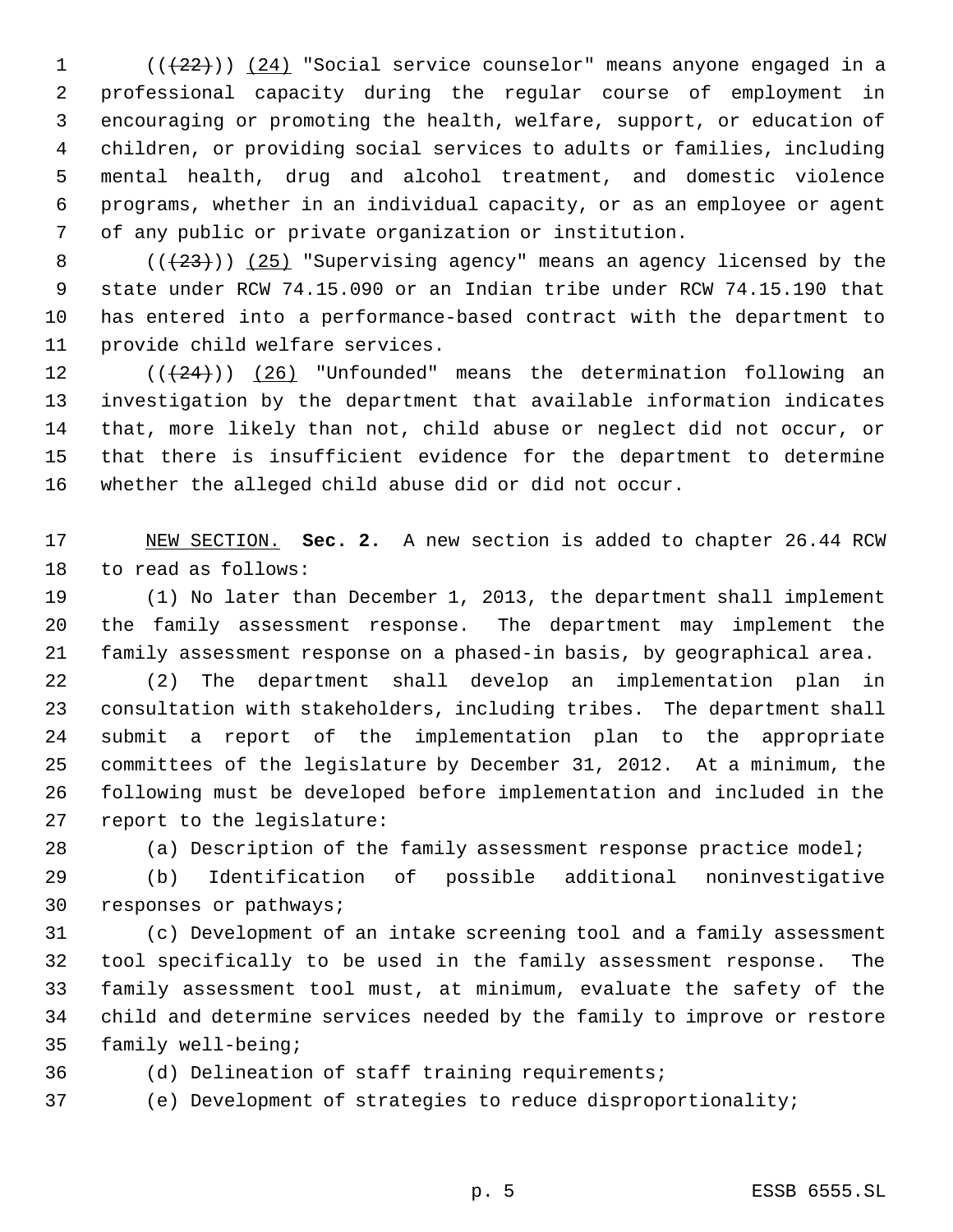(((22))) (24) "Social service counselor" means anyone engaged in a professional capacity during the regular course of employment in encouraging or promoting the health, welfare, support, or education of children, or providing social services to adults or families, including mental health, drug and alcohol treatment, and domestic violence programs, whether in an individual capacity, or as an employee or agent of any public or private organization or institution.

(((23))) (25) "Supervising agency" means an agency licensed by the state under RCW 74.15.090 or an Indian tribe under RCW 74.15.190 that has entered into a performance-based contract with the department to provide child welfare services.

(((24))) (26) "Unfounded" means the determination following an investigation by the department that available information indicates that, more likely than not, child abuse or neglect did not occur, or that there is insufficient evidence for the department to determine whether the alleged child abuse did or did not occur.

NEW SECTION. **Sec. 2.** A new section is added to chapter 26.44 RCW to read as follows:

(1) No later than December 1, 2013, the department shall implement the family assessment response. The department may implement the family assessment response on a phased-in basis, by geographical area.

(2) The department shall develop an implementation plan in consultation with stakeholders, including tribes. The department shall submit a report of the implementation plan to the appropriate committees of the legislature by December 31, 2012. At a minimum, the following must be developed before implementation and included in the report to the legislature:

(a) Description of the family assessment response practice model;

(b) Identification of possible additional noninvestigative responses or pathways;

(c) Development of an intake screening tool and a family assessment tool specifically to be used in the family assessment response. The family assessment tool must, at minimum, evaluate the safety of the child and determine services needed by the family to improve or restore family well-being;

(d) Delineation of staff training requirements;

(e) Development of strategies to reduce disproportionality;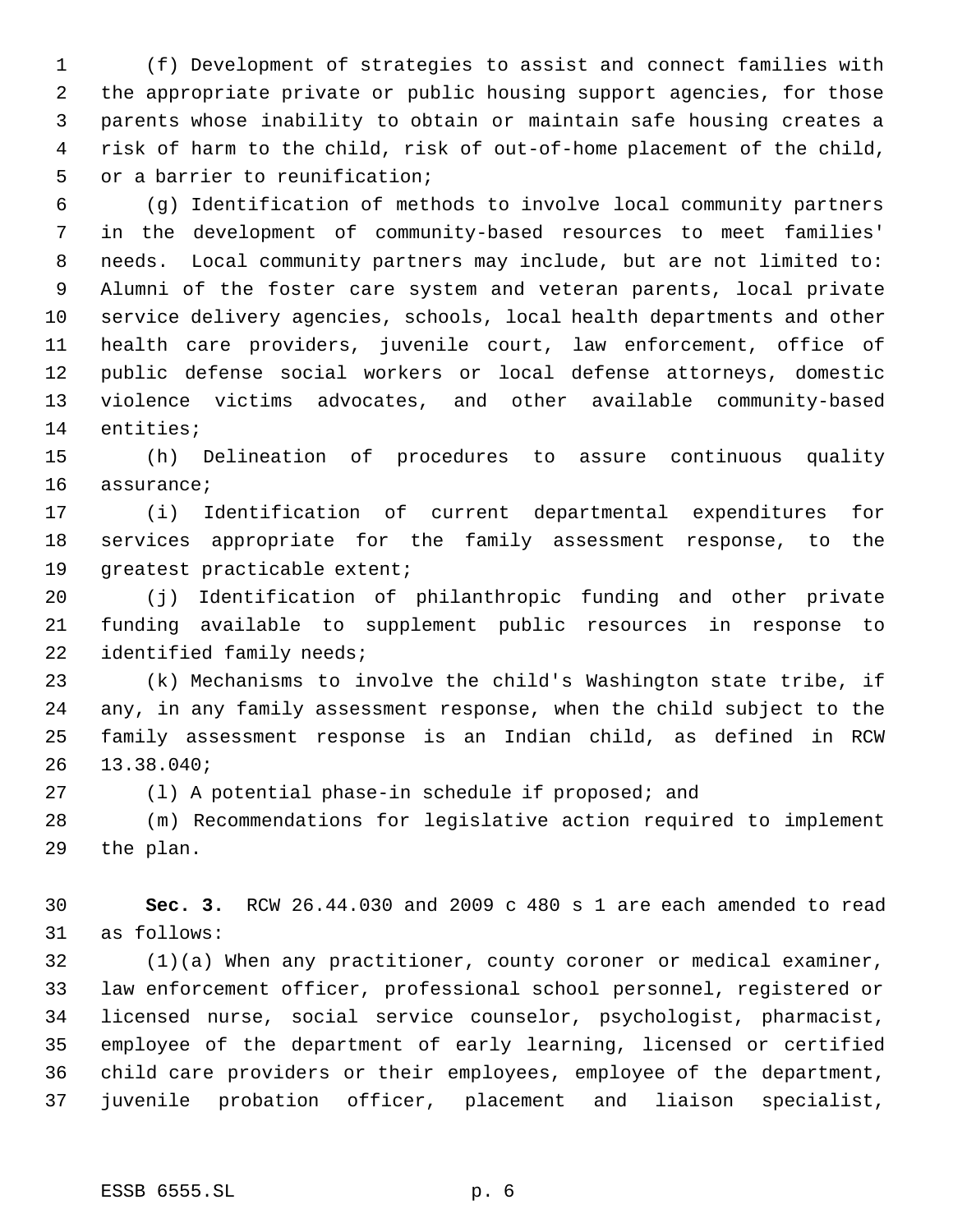(f) Development of strategies to assist and connect families with the appropriate private or public housing support agencies, for those parents whose inability to obtain or maintain safe housing creates a risk of harm to the child, risk of out-of-home placement of the child, or a barrier to reunification;

(g) Identification of methods to involve local community partners in the development of community-based resources to meet families' needs. Local community partners may include, but are not limited to: Alumni of the foster care system and veteran parents, local private service delivery agencies, schools, local health departments and other health care providers, juvenile court, law enforcement, office of public defense social workers or local defense attorneys, domestic violence victims advocates, and other available community-based entities;

(h) Delineation of procedures to assure continuous quality assurance;

(i) Identification of current departmental expenditures for services appropriate for the family assessment response, to the greatest practicable extent;

(j) Identification of philanthropic funding and other private funding available to supplement public resources in response to identified family needs;

(k) Mechanisms to involve the child's Washington state tribe, if any, in any family assessment response, when the child subject to the family assessment response is an Indian child, as defined in RCW 13.38.040;

(l) A potential phase-in schedule if proposed; and

(m) Recommendations for legislative action required to implement the plan.

**Sec. 3.** RCW 26.44.030 and 2009 c 480 s 1 are each amended to read as follows:

(1)(a) When any practitioner, county coroner or medical examiner, law enforcement officer, professional school personnel, registered or licensed nurse, social service counselor, psychologist, pharmacist, employee of the department of early learning, licensed or certified child care providers or their employees, employee of the department, juvenile probation officer, placement and liaison specialist,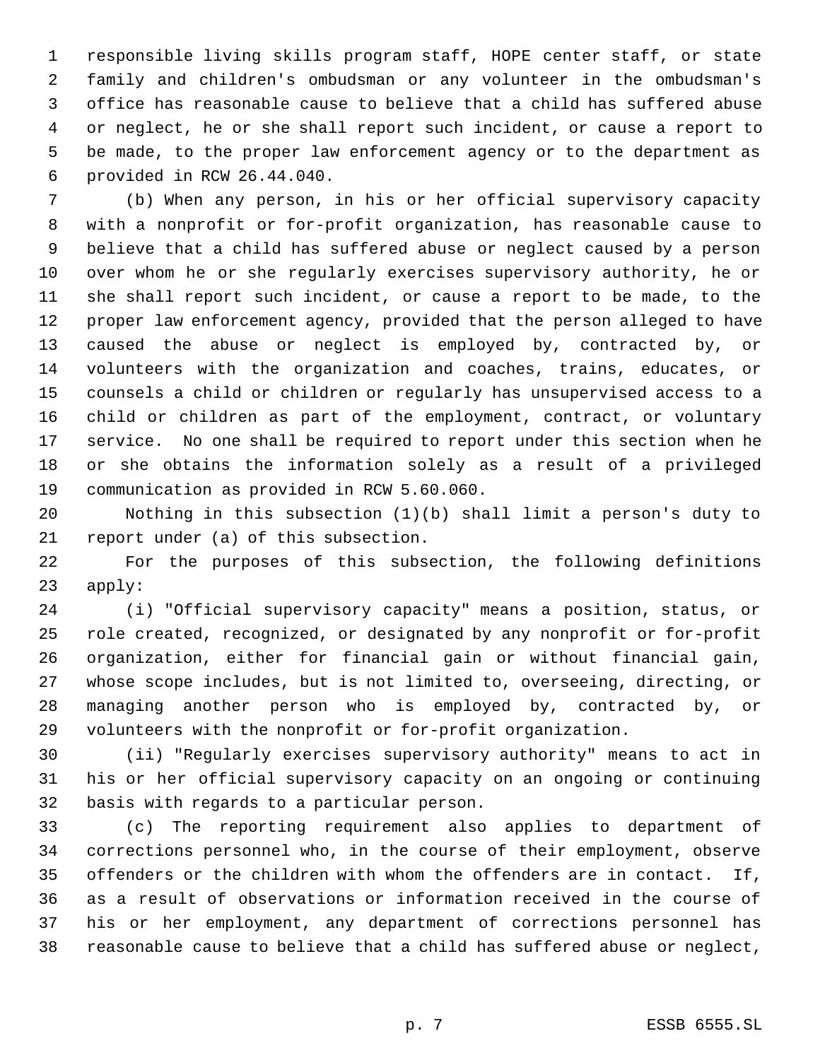responsible living skills program staff, HOPE center staff, or state family and children's ombudsman or any volunteer in the ombudsman's office has reasonable cause to believe that a child has suffered abuse or neglect, he or she shall report such incident, or cause a report to be made, to the proper law enforcement agency or to the department as provided in RCW 26.44.040.

(b) When any person, in his or her official supervisory capacity with a nonprofit or for-profit organization, has reasonable cause to believe that a child has suffered abuse or neglect caused by a person over whom he or she regularly exercises supervisory authority, he or she shall report such incident, or cause a report to be made, to the proper law enforcement agency, provided that the person alleged to have caused the abuse or neglect is employed by, contracted by, or volunteers with the organization and coaches, trains, educates, or counsels a child or children or regularly has unsupervised access to a child or children as part of the employment, contract, or voluntary service. No one shall be required to report under this section when he or she obtains the information solely as a result of a privileged communication as provided in RCW 5.60.060.

Nothing in this subsection (1)(b) shall limit a person's duty to report under (a) of this subsection.

For the purposes of this subsection, the following definitions apply:

(i) "Official supervisory capacity" means a position, status, or role created, recognized, or designated by any nonprofit or for-profit organization, either for financial gain or without financial gain, whose scope includes, but is not limited to, overseeing, directing, or managing another person who is employed by, contracted by, or volunteers with the nonprofit or for-profit organization.

(ii) "Regularly exercises supervisory authority" means to act in his or her official supervisory capacity on an ongoing or continuing basis with regards to a particular person.

(c) The reporting requirement also applies to department of corrections personnel who, in the course of their employment, observe offenders or the children with whom the offenders are in contact. If, as a result of observations or information received in the course of his or her employment, any department of corrections personnel has reasonable cause to believe that a child has suffered abuse or neglect,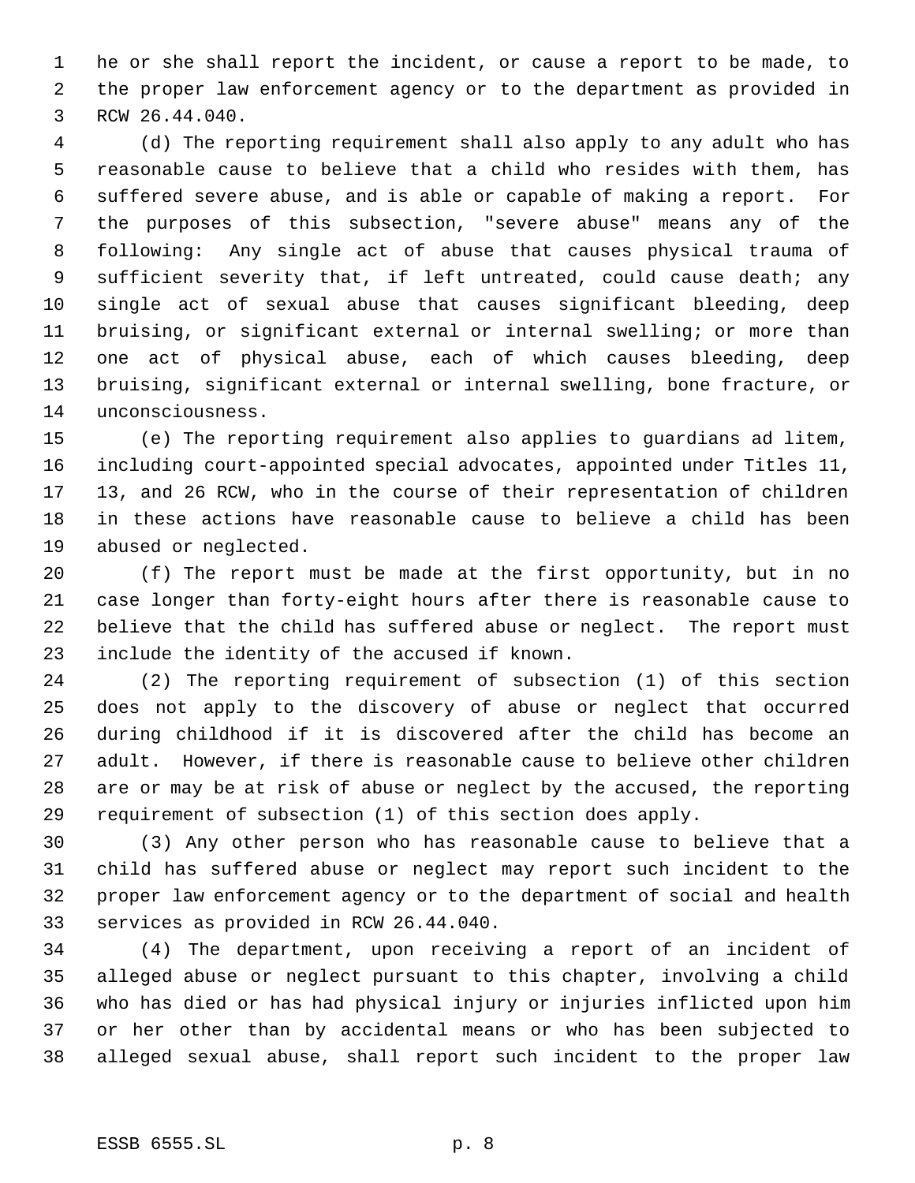he or she shall report the incident, or cause a report to be made, to the proper law enforcement agency or to the department as provided in RCW 26.44.040.

(d) The reporting requirement shall also apply to any adult who has reasonable cause to believe that a child who resides with them, has suffered severe abuse, and is able or capable of making a report. For the purposes of this subsection, "severe abuse" means any of the following: Any single act of abuse that causes physical trauma of sufficient severity that, if left untreated, could cause death; any single act of sexual abuse that causes significant bleeding, deep bruising, or significant external or internal swelling; or more than one act of physical abuse, each of which causes bleeding, deep bruising, significant external or internal swelling, bone fracture, or unconsciousness.

(e) The reporting requirement also applies to guardians ad litem, including court-appointed special advocates, appointed under Titles 11, 13, and 26 RCW, who in the course of their representation of children in these actions have reasonable cause to believe a child has been abused or neglected.

(f) The report must be made at the first opportunity, but in no case longer than forty-eight hours after there is reasonable cause to believe that the child has suffered abuse or neglect. The report must include the identity of the accused if known.

(2) The reporting requirement of subsection (1) of this section does not apply to the discovery of abuse or neglect that occurred during childhood if it is discovered after the child has become an adult. However, if there is reasonable cause to believe other children are or may be at risk of abuse or neglect by the accused, the reporting requirement of subsection (1) of this section does apply.

(3) Any other person who has reasonable cause to believe that a child has suffered abuse or neglect may report such incident to the proper law enforcement agency or to the department of social and health services as provided in RCW 26.44.040.

(4) The department, upon receiving a report of an incident of alleged abuse or neglect pursuant to this chapter, involving a child who has died or has had physical injury or injuries inflicted upon him or her other than by accidental means or who has been subjected to alleged sexual abuse, shall report such incident to the proper law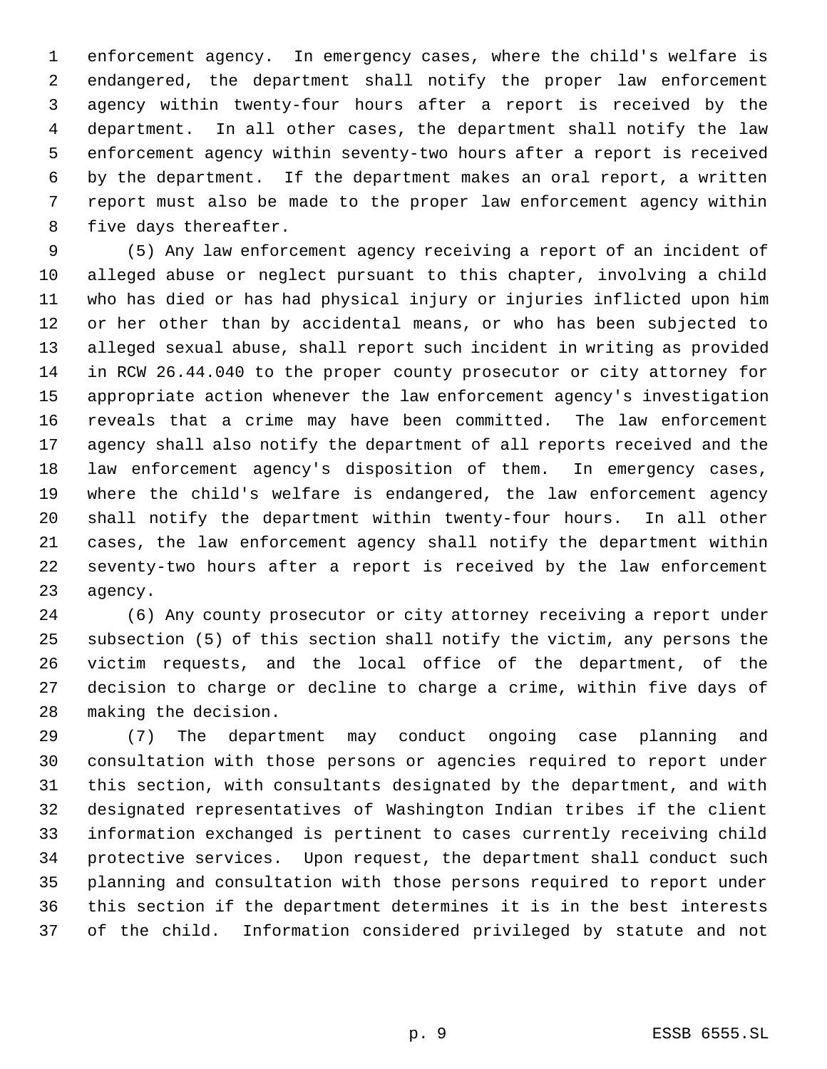enforcement agency. In emergency cases, where the child's welfare is endangered, the department shall notify the proper law enforcement agency within twenty-four hours after a report is received by the department. In all other cases, the department shall notify the law enforcement agency within seventy-two hours after a report is received by the department. If the department makes an oral report, a written report must also be made to the proper law enforcement agency within five days thereafter.

(5) Any law enforcement agency receiving a report of an incident of alleged abuse or neglect pursuant to this chapter, involving a child who has died or has had physical injury or injuries inflicted upon him or her other than by accidental means, or who has been subjected to alleged sexual abuse, shall report such incident in writing as provided in RCW 26.44.040 to the proper county prosecutor or city attorney for appropriate action whenever the law enforcement agency's investigation reveals that a crime may have been committed. The law enforcement agency shall also notify the department of all reports received and the law enforcement agency's disposition of them. In emergency cases, where the child's welfare is endangered, the law enforcement agency shall notify the department within twenty-four hours. In all other cases, the law enforcement agency shall notify the department within seventy-two hours after a report is received by the law enforcement agency.

(6) Any county prosecutor or city attorney receiving a report under subsection (5) of this section shall notify the victim, any persons the victim requests, and the local office of the department, of the decision to charge or decline to charge a crime, within five days of making the decision.

(7) The department may conduct ongoing case planning and consultation with those persons or agencies required to report under this section, with consultants designated by the department, and with designated representatives of Washington Indian tribes if the client information exchanged is pertinent to cases currently receiving child protective services. Upon request, the department shall conduct such planning and consultation with those persons required to report under this section if the department determines it is in the best interests of the child. Information considered privileged by statute and not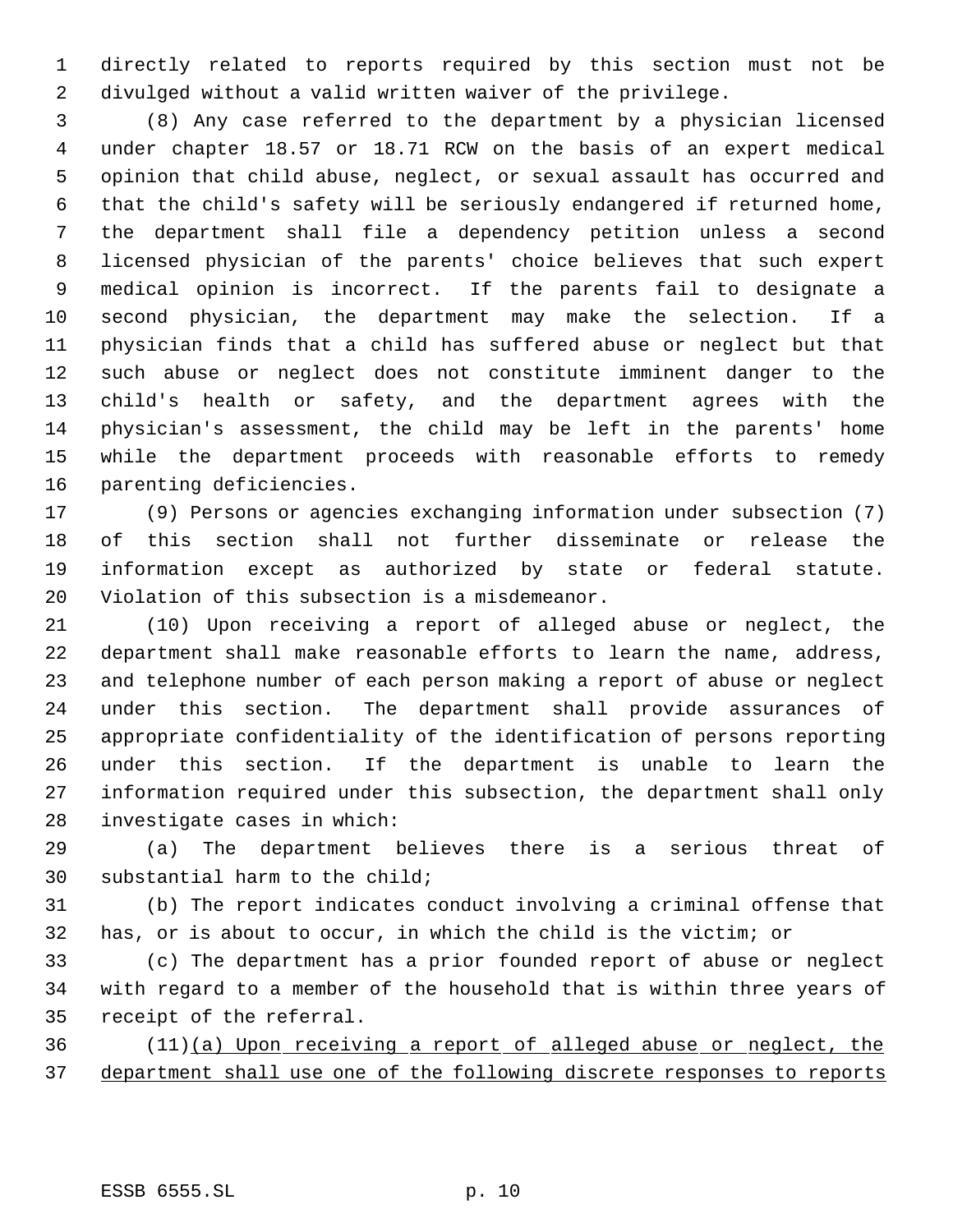directly related to reports required by this section must not be divulged without a valid written waiver of the privilege.

(8) Any case referred to the department by a physician licensed under chapter 18.57 or 18.71 RCW on the basis of an expert medical opinion that child abuse, neglect, or sexual assault has occurred and that the child's safety will be seriously endangered if returned home, the department shall file a dependency petition unless a second licensed physician of the parents' choice believes that such expert medical opinion is incorrect. If the parents fail to designate a second physician, the department may make the selection. If a physician finds that a child has suffered abuse or neglect but that such abuse or neglect does not constitute imminent danger to the child's health or safety, and the department agrees with the physician's assessment, the child may be left in the parents' home while the department proceeds with reasonable efforts to remedy parenting deficiencies.

(9) Persons or agencies exchanging information under subsection (7) of this section shall not further disseminate or release the information except as authorized by state or federal statute. Violation of this subsection is a misdemeanor.

(10) Upon receiving a report of alleged abuse or neglect, the department shall make reasonable efforts to learn the name, address, and telephone number of each person making a report of abuse or neglect under this section. The department shall provide assurances of appropriate confidentiality of the identification of persons reporting under this section. If the department is unable to learn the information required under this subsection, the department shall only investigate cases in which:

(a) The department believes there is a serious threat of substantial harm to the child;

(b) The report indicates conduct involving a criminal offense that has, or is about to occur, in which the child is the victim; or

(c) The department has a prior founded report of abuse or neglect with regard to a member of the household that is within three years of receipt of the referral.

(11)<u>(a) Upon receiving a report of alleged abuse or neglect, the department shall use one of the following discrete responses to reports</u>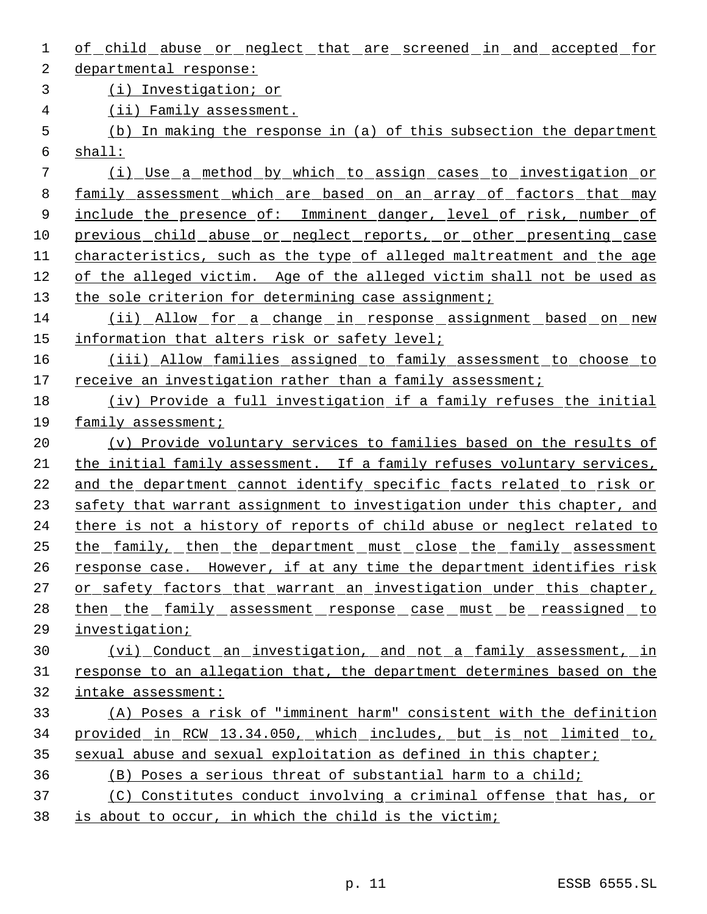of child abuse or neglect that are screened in and accepted for departmental response:

(i) Investigation; or

(ii) Family assessment.

(b) In making the response in (a) of this subsection the department shall:

(i) Use a method by which to assign cases to investigation or family assessment which are based on an array of factors that may include the presence of: Imminent danger, level of risk, number of previous child abuse or neglect reports, or other presenting case characteristics, such as the type of alleged maltreatment and the age of the alleged victim. Age of the alleged victim shall not be used as the sole criterion for determining case assignment;

(ii) Allow for a change in response assignment based on new information that alters risk or safety level;

(iii) Allow families assigned to family assessment to choose to receive an investigation rather than a family assessment;

(iv) Provide a full investigation if a family refuses the initial family assessment;

(v) Provide voluntary services to families based on the results of the initial family assessment. If a family refuses voluntary services, and the department cannot identify specific facts related to risk or safety that warrant assignment to investigation under this chapter, and there is not a history of reports of child abuse or neglect related to the family, then the department must close the family assessment response case. However, if at any time the department identifies risk or safety factors that warrant an investigation under this chapter, then the family assessment response case must be reassigned to investigation;

(vi) Conduct an investigation, and not a family assessment, in response to an allegation that, the department determines based on the intake assessment:

(A) Poses a risk of "imminent harm" consistent with the definition provided in RCW 13.34.050, which includes, but is not limited to, sexual abuse and sexual exploitation as defined in this chapter;

(B) Poses a serious threat of substantial harm to a child;

(C) Constitutes conduct involving a criminal offense that has, or is about to occur, in which the child is the victim;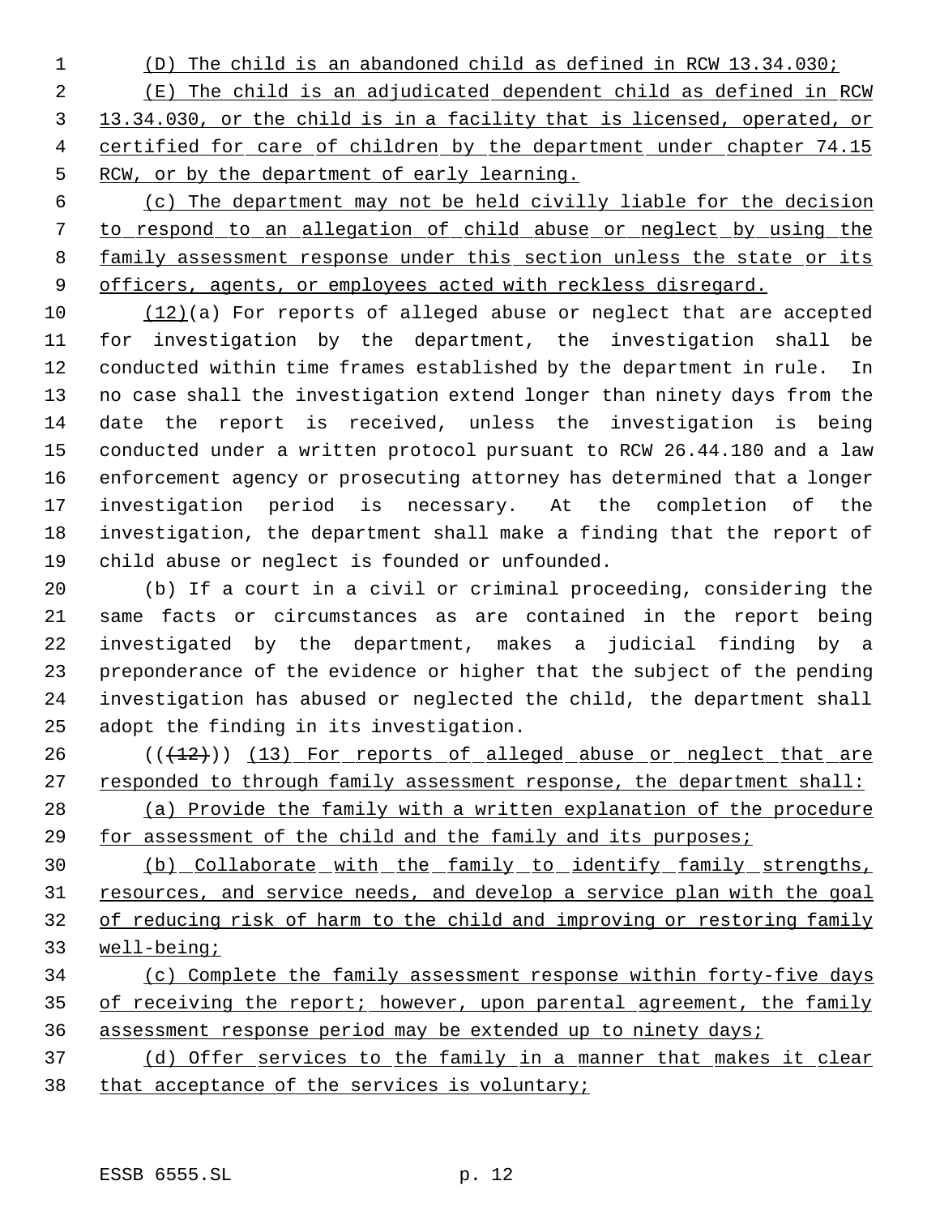(D) The child is an abandoned child as defined in RCW 13.34.030;

(E) The child is an adjudicated dependent child as defined in RCW 13.34.030, or the child is in a facility that is licensed, operated, or certified for care of children by the department under chapter 74.15 RCW, or by the department of early learning.

(c) The department may not be held civilly liable for the decision to respond to an allegation of child abuse or neglect by using the family assessment response under this section unless the state or its officers, agents, or employees acted with reckless disregard.

(12)(a) For reports of alleged abuse or neglect that are accepted for investigation by the department, the investigation shall be conducted within time frames established by the department in rule. In no case shall the investigation extend longer than ninety days from the date the report is received, unless the investigation is being conducted under a written protocol pursuant to RCW 26.44.180 and a law enforcement agency or prosecuting attorney has determined that a longer investigation period is necessary. At the completion of the investigation, the department shall make a finding that the report of child abuse or neglect is founded or unfounded.

(b) If a court in a civil or criminal proceeding, considering the same facts or circumstances as are contained in the report being investigated by the department, makes a judicial finding by a preponderance of the evidence or higher that the subject of the pending investigation has abused or neglected the child, the department shall adopt the finding in its investigation.

(((12))) (13) For reports of alleged abuse or neglect that are responded to through family assessment response, the department shall:

(a) Provide the family with a written explanation of the procedure for assessment of the child and the family and its purposes;

(b) Collaborate with the family to identify family strengths, resources, and service needs, and develop a service plan with the goal of reducing risk of harm to the child and improving or restoring family well-being;

(c) Complete the family assessment response within forty-five days of receiving the report; however, upon parental agreement, the family assessment response period may be extended up to ninety days;

(d) Offer services to the family in a manner that makes it clear that acceptance of the services is voluntary;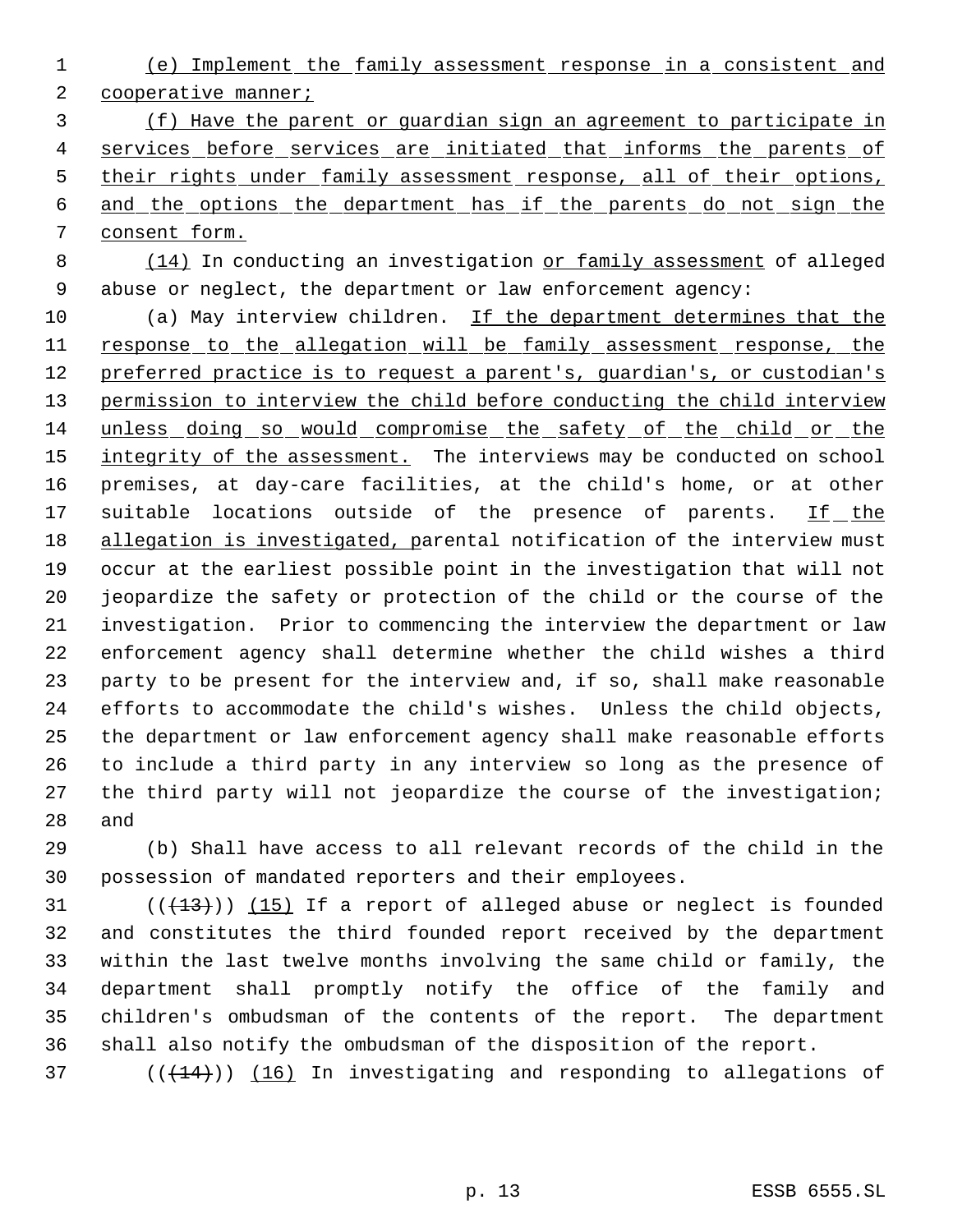(e) Implement the family assessment response in a consistent and cooperative manner;

(f) Have the parent or guardian sign an agreement to participate in services before services are initiated that informs the parents of their rights under family assessment response, all of their options, and the options the department has if the parents do not sign the consent form.

(14) In conducting an investigation or family assessment of alleged abuse or neglect, the department or law enforcement agency:

(a) May interview children. If the department determines that the response to the allegation will be family assessment response, the preferred practice is to request a parent's, guardian's, or custodian's permission to interview the child before conducting the child interview unless doing so would compromise the safety of the child or the integrity of the assessment. The interviews may be conducted on school premises, at day-care facilities, at the child's home, or at other suitable locations outside of the presence of parents. If the allegation is investigated, parental notification of the interview must occur at the earliest possible point in the investigation that will not jeopardize the safety or protection of the child or the course of the investigation. Prior to commencing the interview the department or law enforcement agency shall determine whether the child wishes a third party to be present for the interview and, if so, shall make reasonable efforts to accommodate the child's wishes. Unless the child objects, the department or law enforcement agency shall make reasonable efforts to include a third party in any interview so long as the presence of the third party will not jeopardize the course of the investigation; and

(b) Shall have access to all relevant records of the child in the possession of mandated reporters and their employees.

~~((13))~~ (15) If a report of alleged abuse or neglect is founded and constitutes the third founded report received by the department within the last twelve months involving the same child or family, the department shall promptly notify the office of the family and children's ombudsman of the contents of the report. The department shall also notify the ombudsman of the disposition of the report.

~~((14))~~ (16) In investigating and responding to allegations of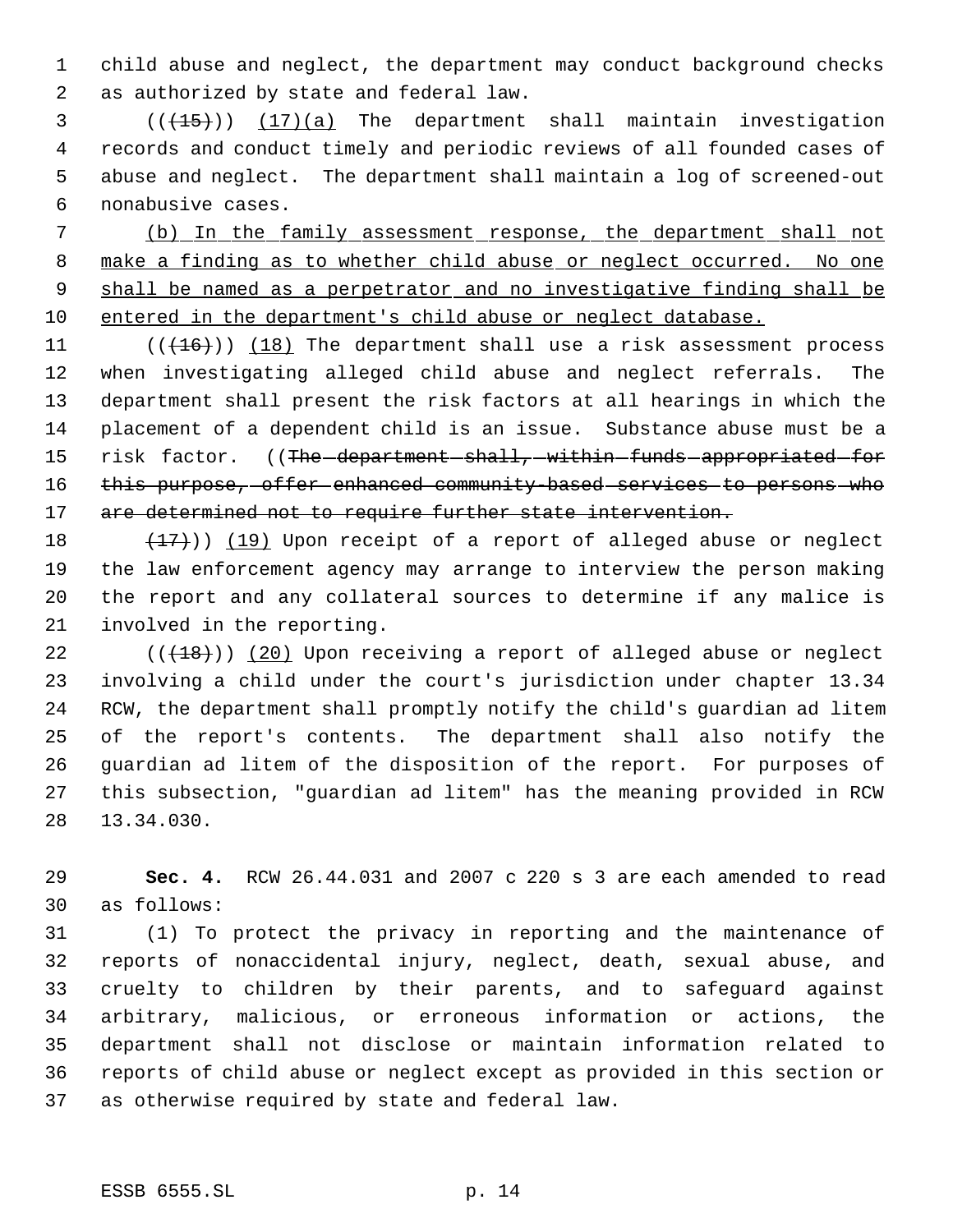child abuse and neglect, the department may conduct background checks as authorized by state and federal law.

(((15))) (17)(a) The department shall maintain investigation records and conduct timely and periodic reviews of all founded cases of abuse and neglect. The department shall maintain a log of screened-out nonabusive cases.

(b) In the family assessment response, the department shall not make a finding as to whether child abuse or neglect occurred. No one shall be named as a perpetrator and no investigative finding shall be entered in the department's child abuse or neglect database.

(((16))) (18) The department shall use a risk assessment process when investigating alleged child abuse and neglect referrals. The department shall present the risk factors at all hearings in which the placement of a dependent child is an issue. Substance abuse must be a risk factor. ((~~The department shall, within funds appropriated for this purpose, offer enhanced community-based services to persons who are determined not to require further state intervention.~~

~~(17)~~)) (19) Upon receipt of a report of alleged abuse or neglect the law enforcement agency may arrange to interview the person making the report and any collateral sources to determine if any malice is involved in the reporting.

(((18))) (20) Upon receiving a report of alleged abuse or neglect involving a child under the court's jurisdiction under chapter 13.34 RCW, the department shall promptly notify the child's guardian ad litem of the report's contents. The department shall also notify the guardian ad litem of the disposition of the report. For purposes of this subsection, "guardian ad litem" has the meaning provided in RCW 13.34.030.

**Sec. 4.** RCW 26.44.031 and 2007 c 220 s 3 are each amended to read as follows:

(1) To protect the privacy in reporting and the maintenance of reports of nonaccidental injury, neglect, death, sexual abuse, and cruelty to children by their parents, and to safeguard against arbitrary, malicious, or erroneous information or actions, the department shall not disclose or maintain information related to reports of child abuse or neglect except as provided in this section or as otherwise required by state and federal law.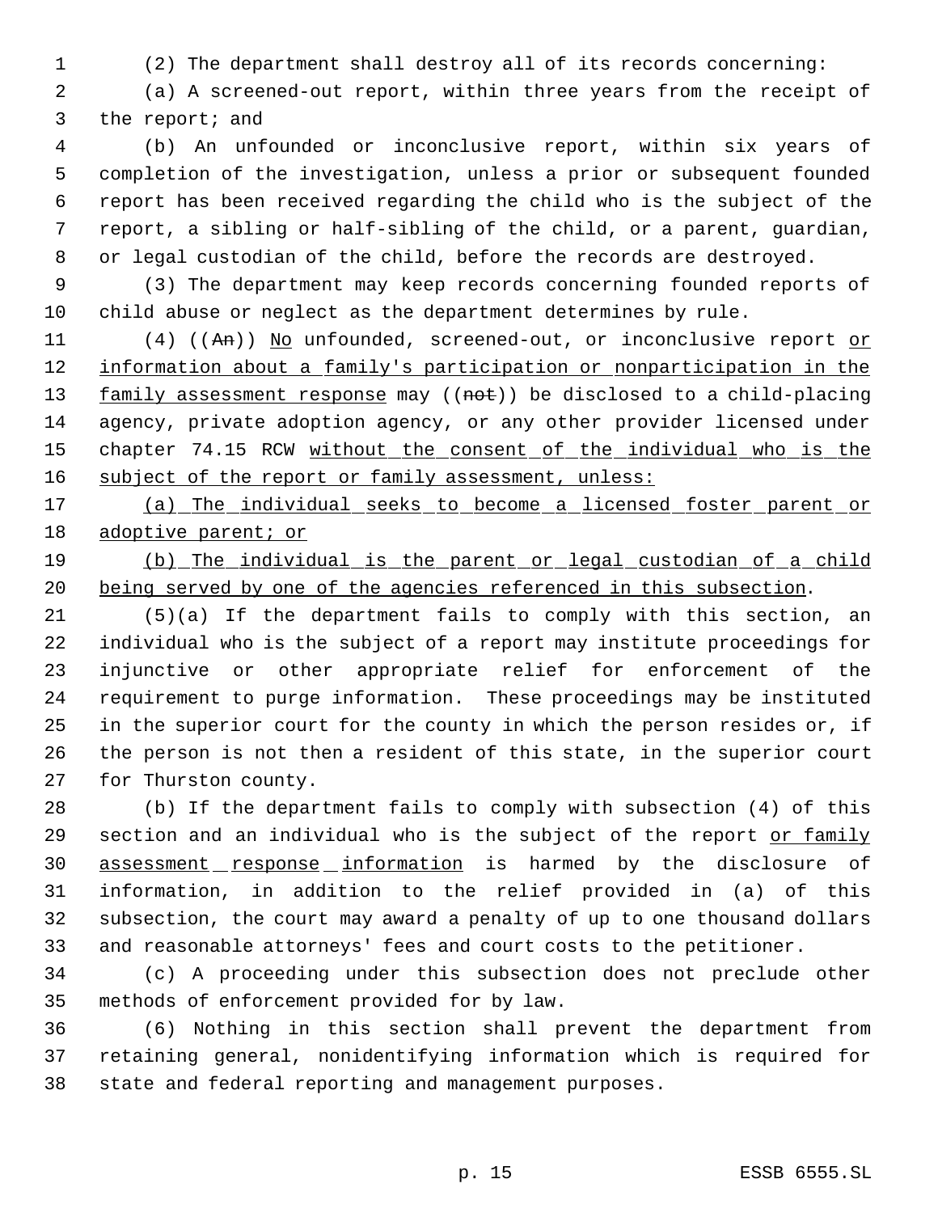(2) The department shall destroy all of its records concerning:

(a) A screened-out report, within three years from the receipt of the report; and

(b) An unfounded or inconclusive report, within six years of completion of the investigation, unless a prior or subsequent founded report has been received regarding the child who is the subject of the report, a sibling or half-sibling of the child, or a parent, guardian, or legal custodian of the child, before the records are destroyed.

(3) The department may keep records concerning founded reports of child abuse or neglect as the department determines by rule.

(4) ((~~An~~)) <u>No</u> unfounded, screened-out, or inconclusive report <u>or information about a family's participation or nonparticipation in the family assessment response</u> may ((~~not~~)) be disclosed to a child-placing agency, private adoption agency, or any other provider licensed under chapter 74.15 RCW <u>without the consent of the individual who is the subject of the report or family assessment, unless:</u>

<u>(a) The individual seeks to become a licensed foster parent or adoptive parent; or</u>

<u>(b) The individual is the parent or legal custodian of a child being served by one of the agencies referenced in this subsection</u>.

(5)(a) If the department fails to comply with this section, an individual who is the subject of a report may institute proceedings for injunctive or other appropriate relief for enforcement of the requirement to purge information. These proceedings may be instituted in the superior court for the county in which the person resides or, if the person is not then a resident of this state, in the superior court for Thurston county.

(b) If the department fails to comply with subsection (4) of this section and an individual who is the subject of the report <u>or family assessment response information</u> is harmed by the disclosure of information, in addition to the relief provided in (a) of this subsection, the court may award a penalty of up to one thousand dollars and reasonable attorneys' fees and court costs to the petitioner.

(c) A proceeding under this subsection does not preclude other methods of enforcement provided for by law.

(6) Nothing in this section shall prevent the department from retaining general, nonidentifying information which is required for state and federal reporting and management purposes.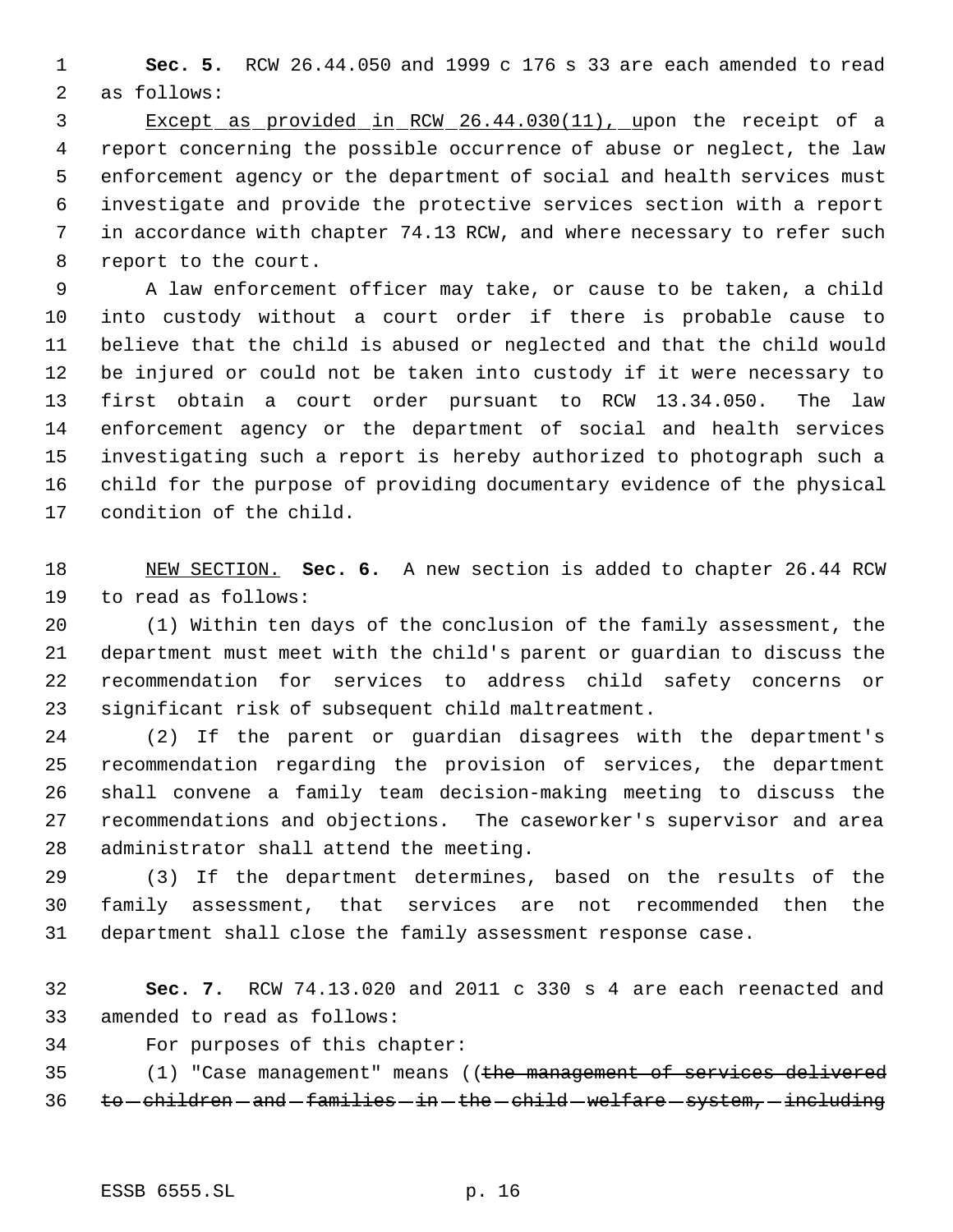**Sec. 5.** RCW 26.44.050 and 1999 c 176 s 33 are each amended to read as follows:

Except as provided in RCW 26.44.030(11), upon the receipt of a report concerning the possible occurrence of abuse or neglect, the law enforcement agency or the department of social and health services must investigate and provide the protective services section with a report in accordance with chapter 74.13 RCW, and where necessary to refer such report to the court.

A law enforcement officer may take, or cause to be taken, a child into custody without a court order if there is probable cause to believe that the child is abused or neglected and that the child would be injured or could not be taken into custody if it were necessary to first obtain a court order pursuant to RCW 13.34.050. The law enforcement agency or the department of social and health services investigating such a report is hereby authorized to photograph such a child for the purpose of providing documentary evidence of the physical condition of the child.

NEW SECTION. **Sec. 6.** A new section is added to chapter 26.44 RCW to read as follows:

(1) Within ten days of the conclusion of the family assessment, the department must meet with the child's parent or guardian to discuss the recommendation for services to address child safety concerns or significant risk of subsequent child maltreatment.

(2) If the parent or guardian disagrees with the department's recommendation regarding the provision of services, the department shall convene a family team decision-making meeting to discuss the recommendations and objections. The caseworker's supervisor and area administrator shall attend the meeting.

(3) If the department determines, based on the results of the family assessment, that services are not recommended then the department shall close the family assessment response case.

**Sec. 7.** RCW 74.13.020 and 2011 c 330 s 4 are each reenacted and amended to read as follows:

For purposes of this chapter:

(1) "Case management" means ((~~the management of services delivered to children and families in the child welfare system, including~~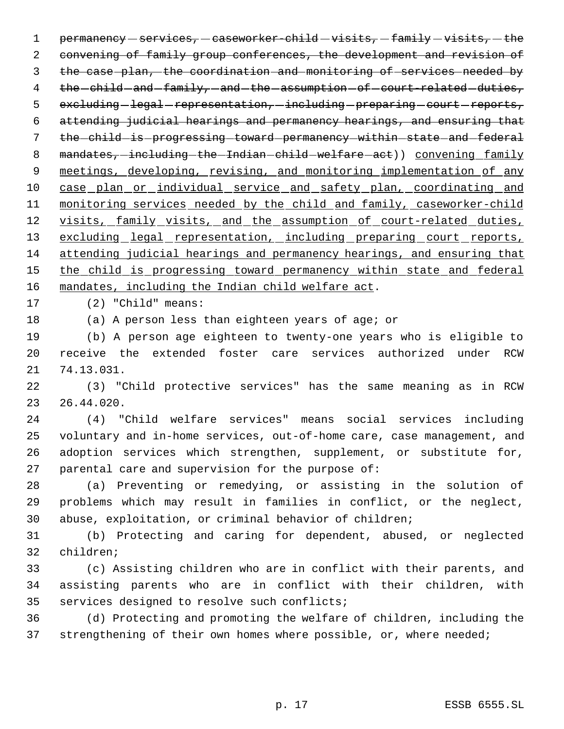~~permanency services, caseworker-child visits, family visits, the convening of family group conferences, the development and revision of the case plan, the coordination and monitoring of services needed by the child and family, and the assumption of court-related duties, excluding legal representation, including preparing court reports, attending judicial hearings and permanency hearings, and ensuring that the child is progressing toward permanency within state and federal mandates, including the Indian child welfare act~~)) <u>convening family meetings, developing, revising, and monitoring implementation of any case plan or individual service and safety plan, coordinating and monitoring services needed by the child and family, caseworker-child visits, family visits, and the assumption of court-related duties, excluding legal representation, including preparing court reports, attending judicial hearings and permanency hearings, and ensuring that the child is progressing toward permanency within state and federal mandates, including the Indian child welfare act</u>.

(2) "Child" means:

(a) A person less than eighteen years of age; or

(b) A person age eighteen to twenty-one years who is eligible to receive the extended foster care services authorized under RCW 74.13.031.

(3) "Child protective services" has the same meaning as in RCW 26.44.020.

(4) "Child welfare services" means social services including voluntary and in-home services, out-of-home care, case management, and adoption services which strengthen, supplement, or substitute for, parental care and supervision for the purpose of:

(a) Preventing or remedying, or assisting in the solution of problems which may result in families in conflict, or the neglect, abuse, exploitation, or criminal behavior of children;

(b) Protecting and caring for dependent, abused, or neglected children;

(c) Assisting children who are in conflict with their parents, and assisting parents who are in conflict with their children, with services designed to resolve such conflicts;

(d) Protecting and promoting the welfare of children, including the strengthening of their own homes where possible, or, where needed;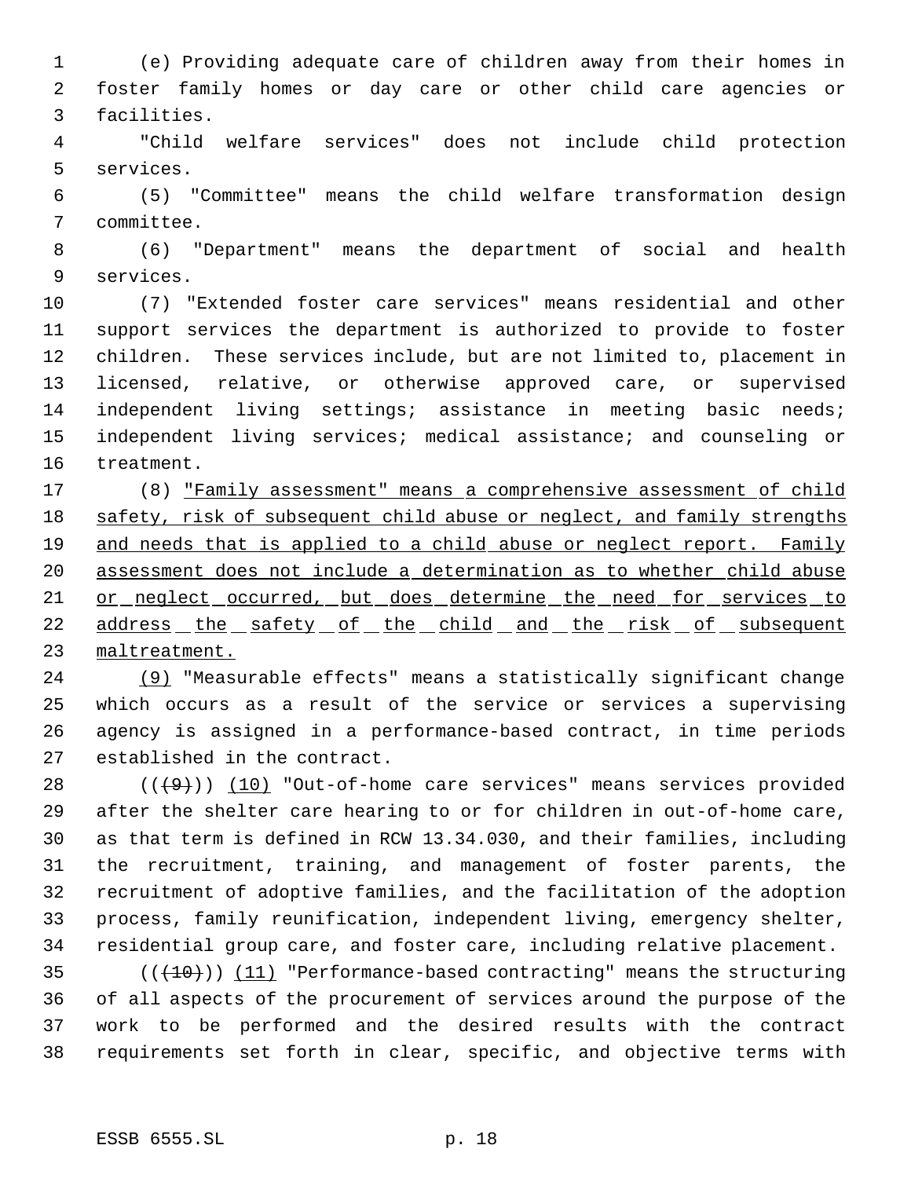(e) Providing adequate care of children away from their homes in foster family homes or day care or other child care agencies or facilities.

"Child welfare services" does not include child protection services.

(5) "Committee" means the child welfare transformation design committee.

(6) "Department" means the department of social and health services.

(7) "Extended foster care services" means residential and other support services the department is authorized to provide to foster children. These services include, but are not limited to, placement in licensed, relative, or otherwise approved care, or supervised independent living settings; assistance in meeting basic needs; independent living services; medical assistance; and counseling or treatment.

(8) "Family assessment" means a comprehensive assessment of child safety, risk of subsequent child abuse or neglect, and family strengths and needs that is applied to a child abuse or neglect report. Family assessment does not include a determination as to whether child abuse or neglect occurred, but does determine the need for services to address the safety of the child and the risk of subsequent maltreatment.

(9) "Measurable effects" means a statistically significant change which occurs as a result of the service or services a supervising agency is assigned in a performance-based contract, in time periods established in the contract.

(((9))) (10) "Out-of-home care services" means services provided after the shelter care hearing to or for children in out-of-home care, as that term is defined in RCW 13.34.030, and their families, including the recruitment, training, and management of foster parents, the recruitment of adoptive families, and the facilitation of the adoption process, family reunification, independent living, emergency shelter, residential group care, and foster care, including relative placement.

(((10))) (11) "Performance-based contracting" means the structuring of all aspects of the procurement of services around the purpose of the work to be performed and the desired results with the contract requirements set forth in clear, specific, and objective terms with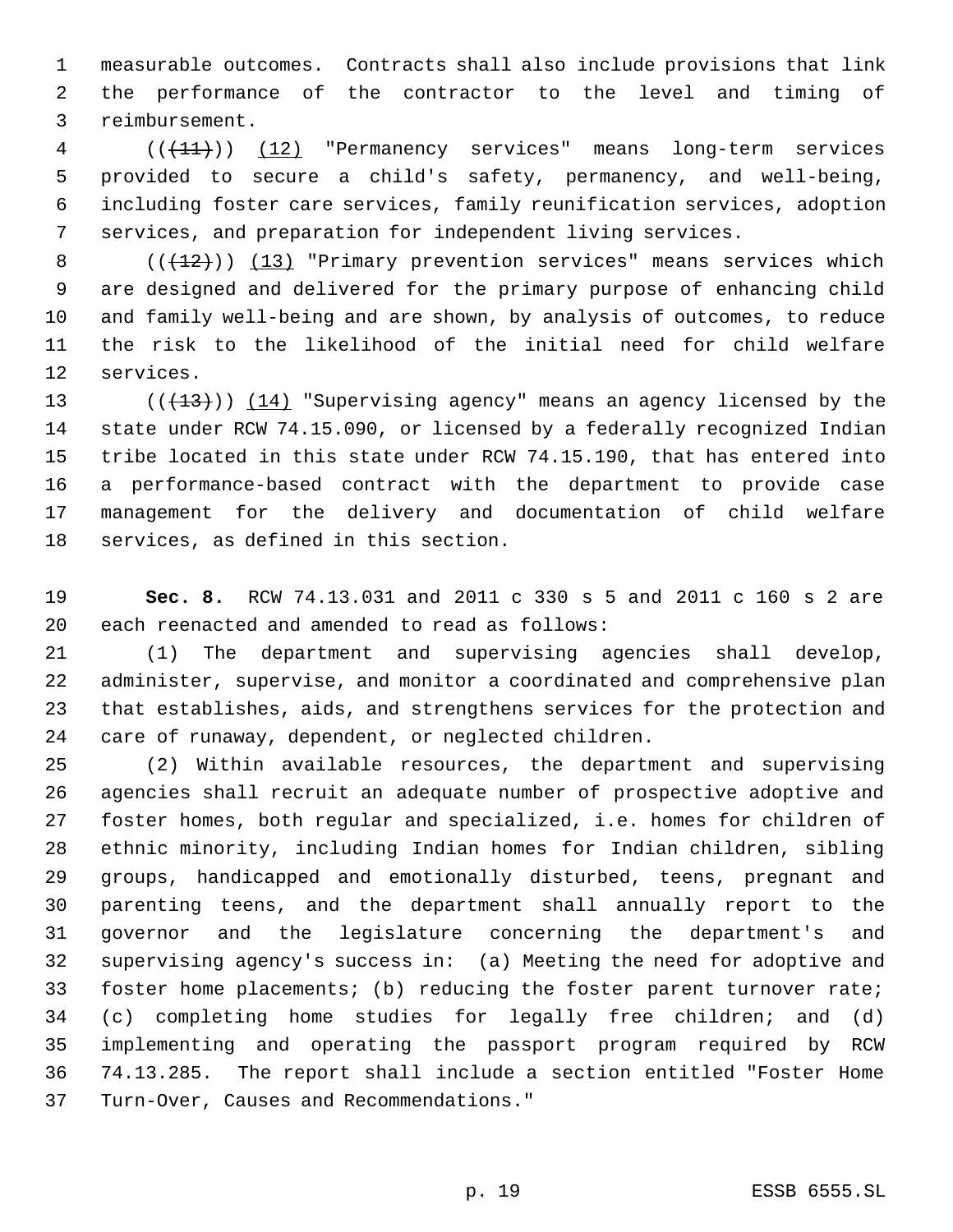measurable outcomes. Contracts shall also include provisions that link the performance of the contractor to the level and timing of reimbursement.

((~~(11)~~)) (12) "Permanency services" means long-term services provided to secure a child's safety, permanency, and well-being, including foster care services, family reunification services, adoption services, and preparation for independent living services.

((~~(12)~~)) (13) "Primary prevention services" means services which are designed and delivered for the primary purpose of enhancing child and family well-being and are shown, by analysis of outcomes, to reduce the risk to the likelihood of the initial need for child welfare services.

((~~(13)~~)) (14) "Supervising agency" means an agency licensed by the state under RCW 74.15.090, or licensed by a federally recognized Indian tribe located in this state under RCW 74.15.190, that has entered into a performance-based contract with the department to provide case management for the delivery and documentation of child welfare services, as defined in this section.

**Sec. 8.** RCW 74.13.031 and 2011 c 330 s 5 and 2011 c 160 s 2 are each reenacted and amended to read as follows:

(1) The department and supervising agencies shall develop, administer, supervise, and monitor a coordinated and comprehensive plan that establishes, aids, and strengthens services for the protection and care of runaway, dependent, or neglected children.

(2) Within available resources, the department and supervising agencies shall recruit an adequate number of prospective adoptive and foster homes, both regular and specialized, i.e. homes for children of ethnic minority, including Indian homes for Indian children, sibling groups, handicapped and emotionally disturbed, teens, pregnant and parenting teens, and the department shall annually report to the governor and the legislature concerning the department's and supervising agency's success in: (a) Meeting the need for adoptive and foster home placements; (b) reducing the foster parent turnover rate; (c) completing home studies for legally free children; and (d) implementing and operating the passport program required by RCW 74.13.285. The report shall include a section entitled "Foster Home Turn-Over, Causes and Recommendations."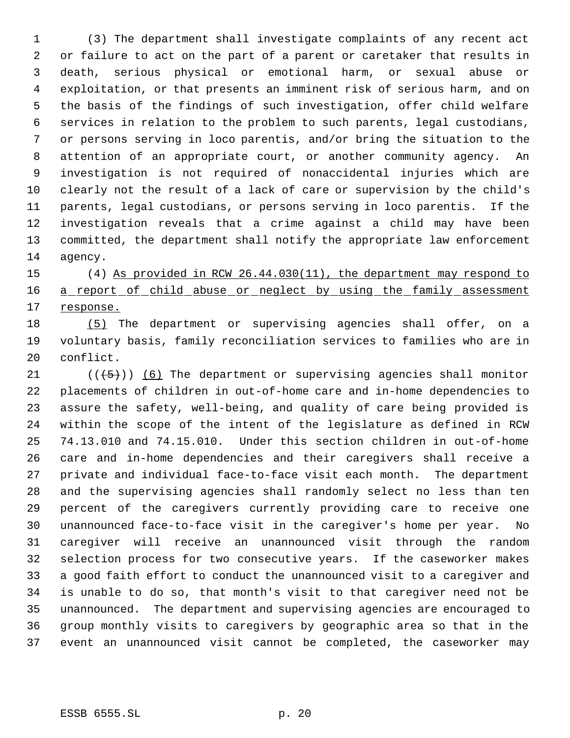(3) The department shall investigate complaints of any recent act or failure to act on the part of a parent or caretaker that results in death, serious physical or emotional harm, or sexual abuse or exploitation, or that presents an imminent risk of serious harm, and on the basis of the findings of such investigation, offer child welfare services in relation to the problem to such parents, legal custodians, or persons serving in loco parentis, and/or bring the situation to the attention of an appropriate court, or another community agency. An investigation is not required of nonaccidental injuries which are clearly not the result of a lack of care or supervision by the child's parents, legal custodians, or persons serving in loco parentis. If the investigation reveals that a crime against a child may have been committed, the department shall notify the appropriate law enforcement agency.

(4) As provided in RCW 26.44.030(11), the department may respond to a report of child abuse or neglect by using the family assessment response.

(5) The department or supervising agencies shall offer, on a voluntary basis, family reconciliation services to families who are in conflict.

(((5))) (6) The department or supervising agencies shall monitor placements of children in out-of-home care and in-home dependencies to assure the safety, well-being, and quality of care being provided is within the scope of the intent of the legislature as defined in RCW 74.13.010 and 74.15.010. Under this section children in out-of-home care and in-home dependencies and their caregivers shall receive a private and individual face-to-face visit each month. The department and the supervising agencies shall randomly select no less than ten percent of the caregivers currently providing care to receive one unannounced face-to-face visit in the caregiver's home per year. No caregiver will receive an unannounced visit through the random selection process for two consecutive years. If the caseworker makes a good faith effort to conduct the unannounced visit to a caregiver and is unable to do so, that month's visit to that caregiver need not be unannounced. The department and supervising agencies are encouraged to group monthly visits to caregivers by geographic area so that in the event an unannounced visit cannot be completed, the caseworker may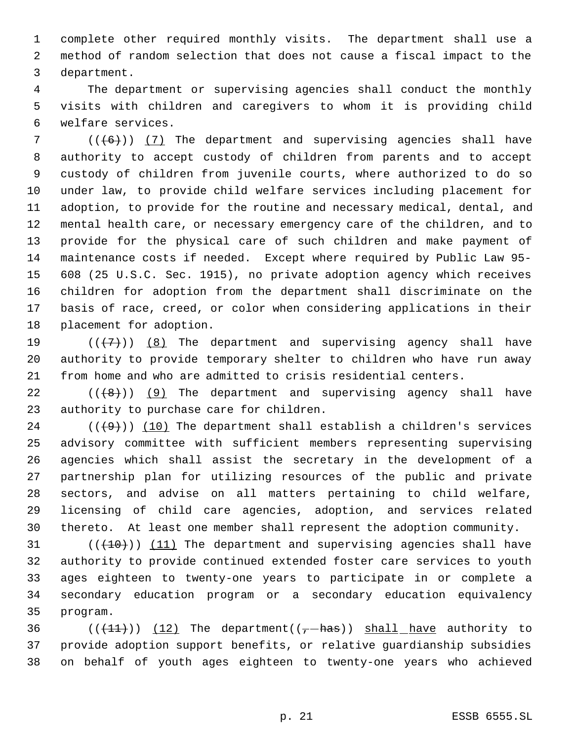complete other required monthly visits. The department shall use a method of random selection that does not cause a fiscal impact to the department.

The department or supervising agencies shall conduct the monthly visits with children and caregivers to whom it is providing child welfare services.

(((6))) (7) The department and supervising agencies shall have authority to accept custody of children from parents and to accept custody of children from juvenile courts, where authorized to do so under law, to provide child welfare services including placement for adoption, to provide for the routine and necessary medical, dental, and mental health care, or necessary emergency care of the children, and to provide for the physical care of such children and make payment of maintenance costs if needed. Except where required by Public Law 95-608 (25 U.S.C. Sec. 1915), no private adoption agency which receives children for adoption from the department shall discriminate on the basis of race, creed, or color when considering applications in their placement for adoption.

(((7))) (8) The department and supervising agency shall have authority to provide temporary shelter to children who have run away from home and who are admitted to crisis residential centers.

(((8))) (9) The department and supervising agency shall have authority to purchase care for children.

(((9))) (10) The department shall establish a children's services advisory committee with sufficient members representing supervising agencies which shall assist the secretary in the development of a partnership plan for utilizing resources of the public and private sectors, and advise on all matters pertaining to child welfare, licensing of child care agencies, adoption, and services related thereto. At least one member shall represent the adoption community.

(((10))) (11) The department and supervising agencies shall have authority to provide continued extended foster care services to youth ages eighteen to twenty-one years to participate in or complete a secondary education program or a secondary education equivalency program.

(((11))) (12) The department((, has)) shall have authority to provide adoption support benefits, or relative guardianship subsidies on behalf of youth ages eighteen to twenty-one years who achieved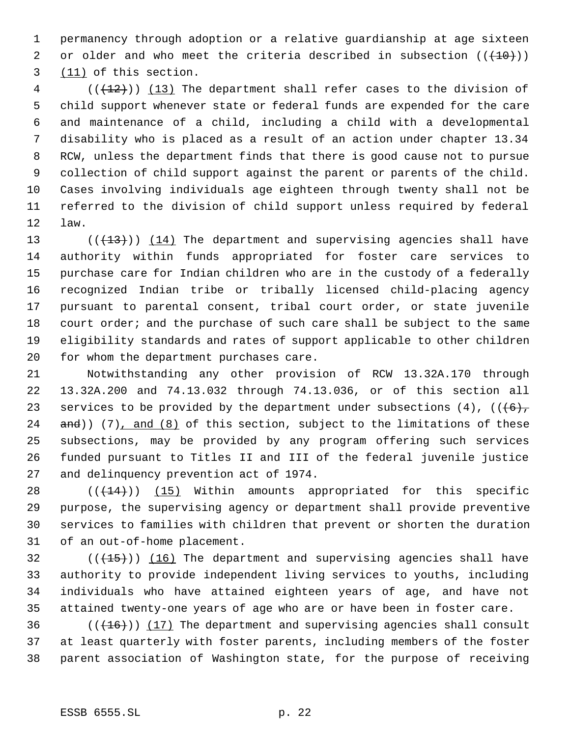permanency through adoption or a relative guardianship at age sixteen or older and who meet the criteria described in subsection ((~~(10)~~)) <u>(11)</u> of this section.

((~~(12)~~)) <u>(13)</u> The department shall refer cases to the division of child support whenever state or federal funds are expended for the care and maintenance of a child, including a child with a developmental disability who is placed as a result of an action under chapter 13.34 RCW, unless the department finds that there is good cause not to pursue collection of child support against the parent or parents of the child. Cases involving individuals age eighteen through twenty shall not be referred to the division of child support unless required by federal law.

((~~(13)~~)) <u>(14)</u> The department and supervising agencies shall have authority within funds appropriated for foster care services to purchase care for Indian children who are in the custody of a federally recognized Indian tribe or tribally licensed child-placing agency pursuant to parental consent, tribal court order, or state juvenile court order; and the purchase of such care shall be subject to the same eligibility standards and rates of support applicable to other children for whom the department purchases care.

Notwithstanding any other provision of RCW 13.32A.170 through 13.32A.200 and 74.13.032 through 74.13.036, or of this section all services to be provided by the department under subsections (4), ((~~(6), and~~)) (7)<u>, and (8)</u> of this section, subject to the limitations of these subsections, may be provided by any program offering such services funded pursuant to Titles II and III of the federal juvenile justice and delinquency prevention act of 1974.

((~~(14)~~)) <u>(15)</u> Within amounts appropriated for this specific purpose, the supervising agency or department shall provide preventive services to families with children that prevent or shorten the duration of an out-of-home placement.

((~~(15)~~)) <u>(16)</u> The department and supervising agencies shall have authority to provide independent living services to youths, including individuals who have attained eighteen years of age, and have not attained twenty-one years of age who are or have been in foster care.

((~~(16)~~)) <u>(17)</u> The department and supervising agencies shall consult at least quarterly with foster parents, including members of the foster parent association of Washington state, for the purpose of receiving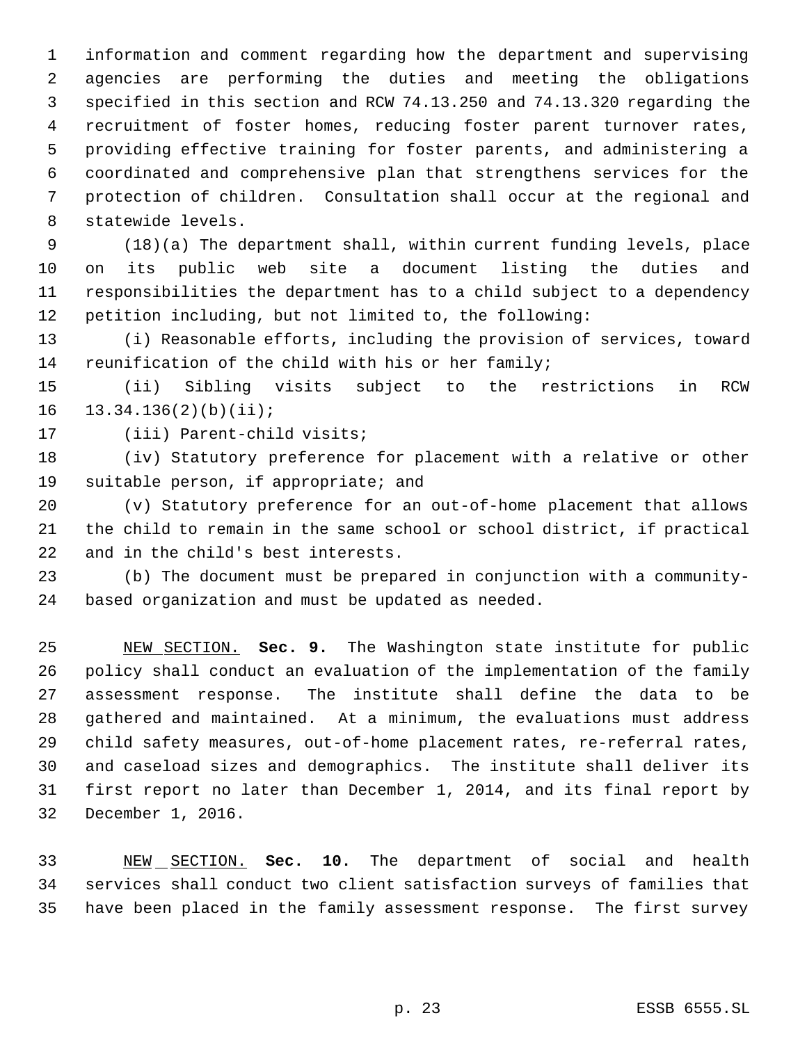information and comment regarding how the department and supervising agencies are performing the duties and meeting the obligations specified in this section and RCW 74.13.250 and 74.13.320 regarding the recruitment of foster homes, reducing foster parent turnover rates, providing effective training for foster parents, and administering a coordinated and comprehensive plan that strengthens services for the protection of children. Consultation shall occur at the regional and statewide levels.

(18)(a) The department shall, within current funding levels, place on its public web site a document listing the duties and responsibilities the department has to a child subject to a dependency petition including, but not limited to, the following:

(i) Reasonable efforts, including the provision of services, toward reunification of the child with his or her family;

(ii) Sibling visits subject to the restrictions in RCW 13.34.136(2)(b)(ii);

(iii) Parent-child visits;

(iv) Statutory preference for placement with a relative or other suitable person, if appropriate; and

(v) Statutory preference for an out-of-home placement that allows the child to remain in the same school or school district, if practical and in the child's best interests.

(b) The document must be prepared in conjunction with a community-based organization and must be updated as needed.

NEW SECTION. **Sec. 9.** The Washington state institute for public policy shall conduct an evaluation of the implementation of the family assessment response. The institute shall define the data to be gathered and maintained. At a minimum, the evaluations must address child safety measures, out-of-home placement rates, re-referral rates, and caseload sizes and demographics. The institute shall deliver its first report no later than December 1, 2014, and its final report by December 1, 2016.

NEW SECTION. **Sec. 10.** The department of social and health services shall conduct two client satisfaction surveys of families that have been placed in the family assessment response. The first survey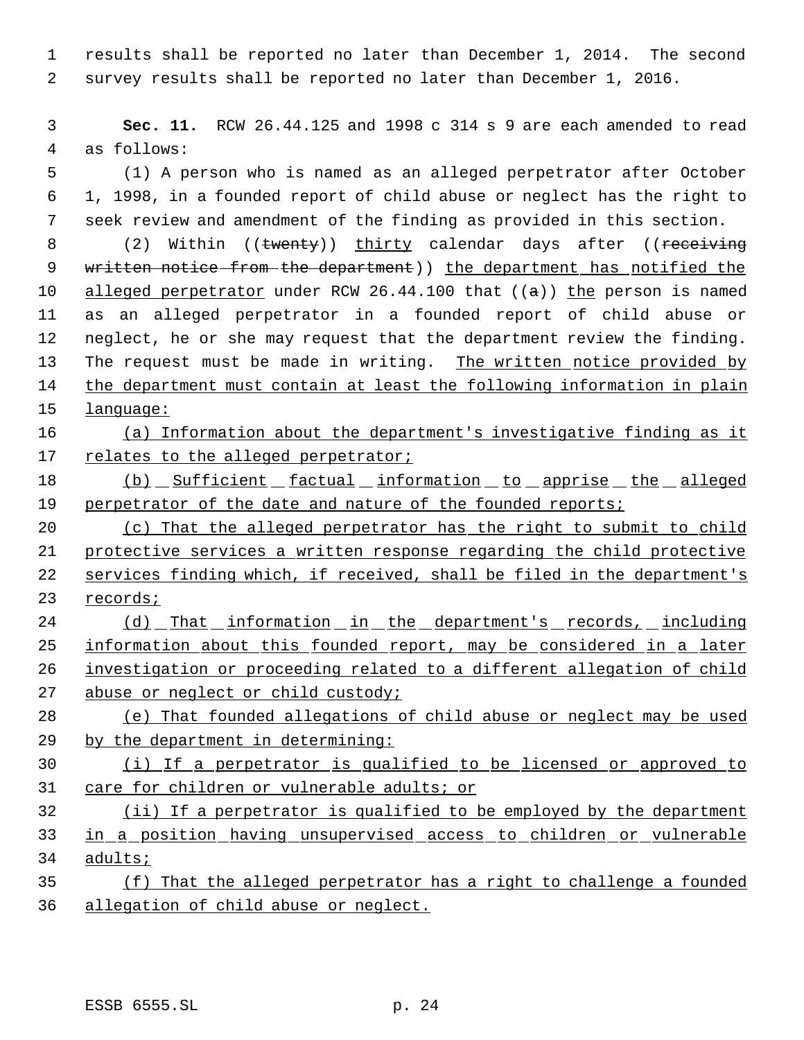results shall be reported no later than December 1, 2014. The second survey results shall be reported no later than December 1, 2016.

**Sec. 11.** RCW 26.44.125 and 1998 c 314 s 9 are each amended to read as follows:

(1) A person who is named as an alleged perpetrator after October 1, 1998, in a founded report of child abuse or neglect has the right to seek review and amendment of the finding as provided in this section.

(2) Within ((~~twenty~~)) thirty calendar days after ((~~receiving written notice from the department~~)) the department has notified the alleged perpetrator under RCW 26.44.100 that ((~~a~~)) the person is named as an alleged perpetrator in a founded report of child abuse or neglect, he or she may request that the department review the finding. The request must be made in writing. The written notice provided by the department must contain at least the following information in plain language:

(a) Information about the department's investigative finding as it relates to the alleged perpetrator;

(b) Sufficient factual information to apprise the alleged perpetrator of the date and nature of the founded reports;

(c) That the alleged perpetrator has the right to submit to child protective services a written response regarding the child protective services finding which, if received, shall be filed in the department's records;

(d) That information in the department's records, including information about this founded report, may be considered in a later investigation or proceeding related to a different allegation of child abuse or neglect or child custody;

(e) That founded allegations of child abuse or neglect may be used by the department in determining:

(i) If a perpetrator is qualified to be licensed or approved to care for children or vulnerable adults; or

(ii) If a perpetrator is qualified to be employed by the department in a position having unsupervised access to children or vulnerable adults;

(f) That the alleged perpetrator has a right to challenge a founded allegation of child abuse or neglect.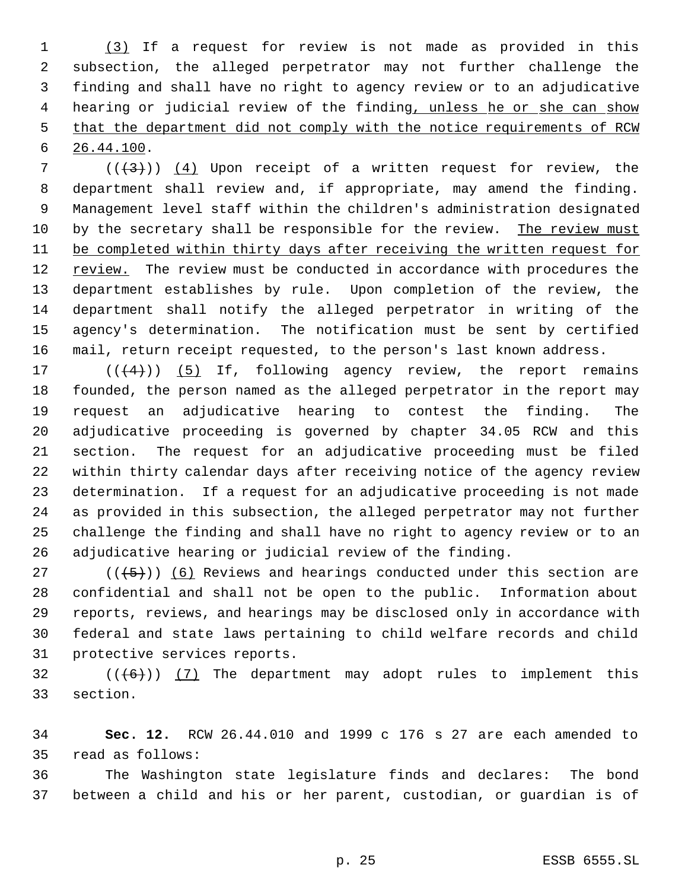(3) If a request for review is not made as provided in this subsection, the alleged perpetrator may not further challenge the finding and shall have no right to agency review or to an adjudicative hearing or judicial review of the finding, unless he or she can show that the department did not comply with the notice requirements of RCW 26.44.100.

(((3))) (4) Upon receipt of a written request for review, the department shall review and, if appropriate, may amend the finding. Management level staff within the children's administration designated by the secretary shall be responsible for the review. The review must be completed within thirty days after receiving the written request for review. The review must be conducted in accordance with procedures the department establishes by rule. Upon completion of the review, the department shall notify the alleged perpetrator in writing of the agency's determination. The notification must be sent by certified mail, return receipt requested, to the person's last known address.

(((4))) (5) If, following agency review, the report remains founded, the person named as the alleged perpetrator in the report may request an adjudicative hearing to contest the finding. The adjudicative proceeding is governed by chapter 34.05 RCW and this section. The request for an adjudicative proceeding must be filed within thirty calendar days after receiving notice of the agency review determination. If a request for an adjudicative proceeding is not made as provided in this subsection, the alleged perpetrator may not further challenge the finding and shall have no right to agency review or to an adjudicative hearing or judicial review of the finding.

(((5))) (6) Reviews and hearings conducted under this section are confidential and shall not be open to the public. Information about reports, reviews, and hearings may be disclosed only in accordance with federal and state laws pertaining to child welfare records and child protective services reports.

(((6))) (7) The department may adopt rules to implement this section.

**Sec. 12.** RCW 26.44.010 and 1999 c 176 s 27 are each amended to read as follows:

The Washington state legislature finds and declares: The bond between a child and his or her parent, custodian, or guardian is of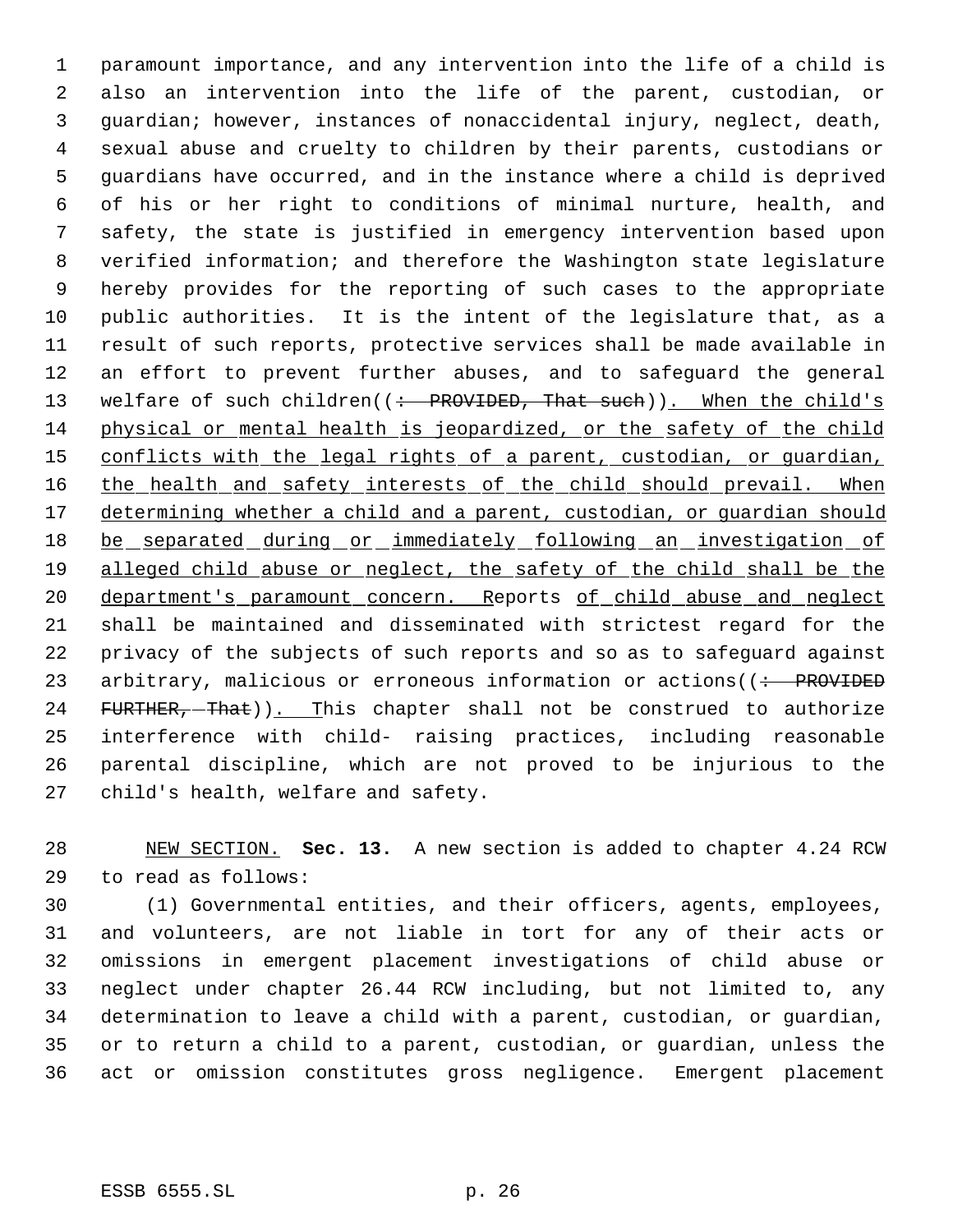paramount importance, and any intervention into the life of a child is also an intervention into the life of the parent, custodian, or guardian; however, instances of nonaccidental injury, neglect, death, sexual abuse and cruelty to children by their parents, custodians or guardians have occurred, and in the instance where a child is deprived of his or her right to conditions of minimal nurture, health, and safety, the state is justified in emergency intervention based upon verified information; and therefore the Washington state legislature hereby provides for the reporting of such cases to the appropriate public authorities. It is the intent of the legislature that, as a result of such reports, protective services shall be made available in an effort to prevent further abuses, and to safeguard the general welfare of such children((~~: PROVIDED, That such~~)). When the child's physical or mental health is jeopardized, or the safety of the child conflicts with the legal rights of a parent, custodian, or guardian, the health and safety interests of the child should prevail. When determining whether a child and a parent, custodian, or guardian should be separated during or immediately following an investigation of alleged child abuse or neglect, the safety of the child shall be the department's paramount concern. Reports of child abuse and neglect shall be maintained and disseminated with strictest regard for the privacy of the subjects of such reports and so as to safeguard against arbitrary, malicious or erroneous information or actions((~~: PROVIDED FURTHER, That~~)). This chapter shall not be construed to authorize interference with child- raising practices, including reasonable parental discipline, which are not proved to be injurious to the child's health, welfare and safety.

NEW SECTION. **Sec. 13.** A new section is added to chapter 4.24 RCW to read as follows:

(1) Governmental entities, and their officers, agents, employees, and volunteers, are not liable in tort for any of their acts or omissions in emergent placement investigations of child abuse or neglect under chapter 26.44 RCW including, but not limited to, any determination to leave a child with a parent, custodian, or guardian, or to return a child to a parent, custodian, or guardian, unless the act or omission constitutes gross negligence. Emergent placement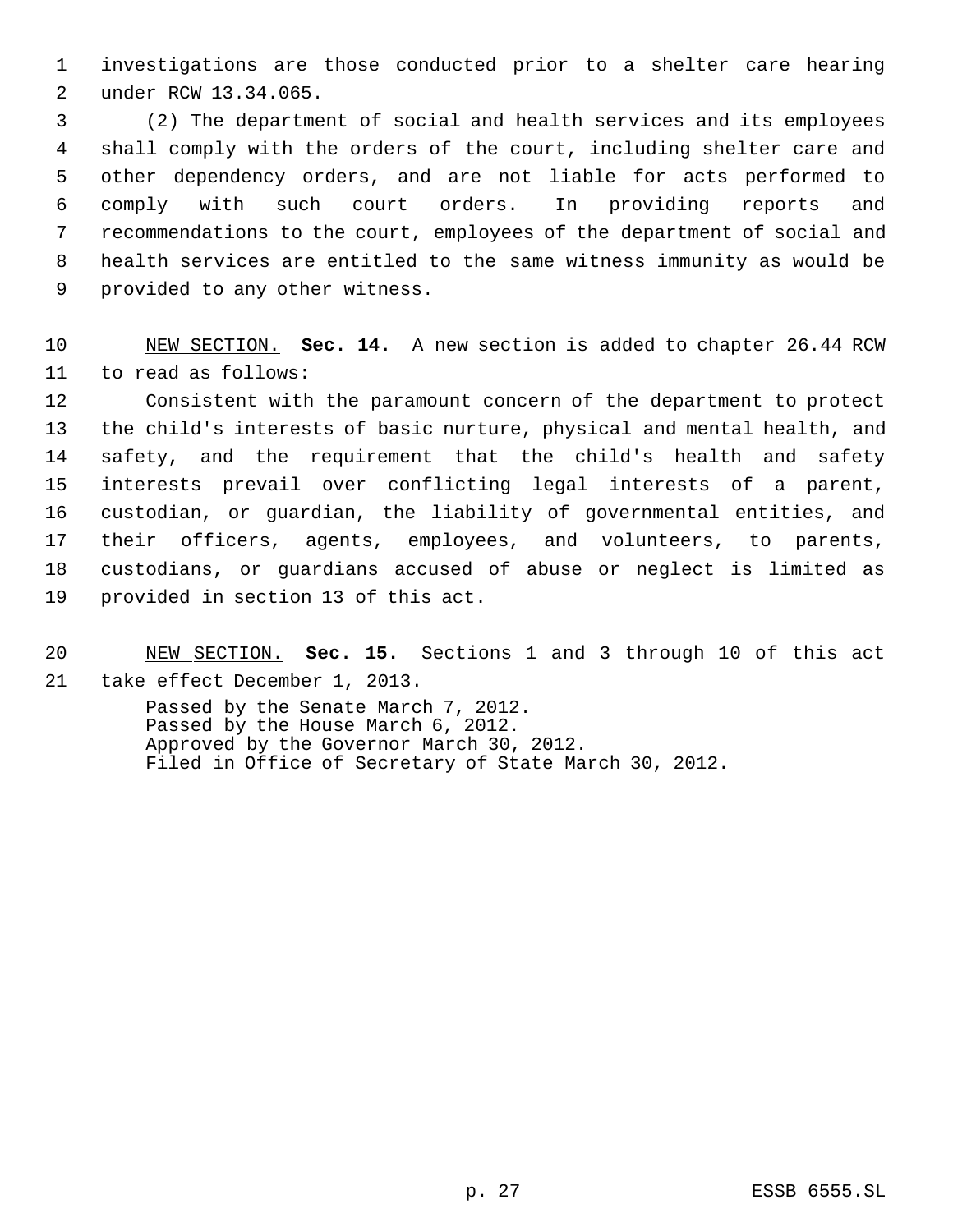investigations are those conducted prior to a shelter care hearing under RCW 13.34.065.

(2) The department of social and health services and its employees shall comply with the orders of the court, including shelter care and other dependency orders, and are not liable for acts performed to comply with such court orders. In providing reports and recommendations to the court, employees of the department of social and health services are entitled to the same witness immunity as would be provided to any other witness.

NEW SECTION. **Sec. 14.** A new section is added to chapter 26.44 RCW to read as follows:

Consistent with the paramount concern of the department to protect the child's interests of basic nurture, physical and mental health, and safety, and the requirement that the child's health and safety interests prevail over conflicting legal interests of a parent, custodian, or guardian, the liability of governmental entities, and their officers, agents, employees, and volunteers, to parents, custodians, or guardians accused of abuse or neglect is limited as provided in section 13 of this act.

NEW SECTION. **Sec. 15.** Sections 1 and 3 through 10 of this act take effect December 1, 2013.

Passed by the Senate March 7, 2012.
Passed by the House March 6, 2012.
Approved by the Governor March 30, 2012.
Filed in Office of Secretary of State March 30, 2012.